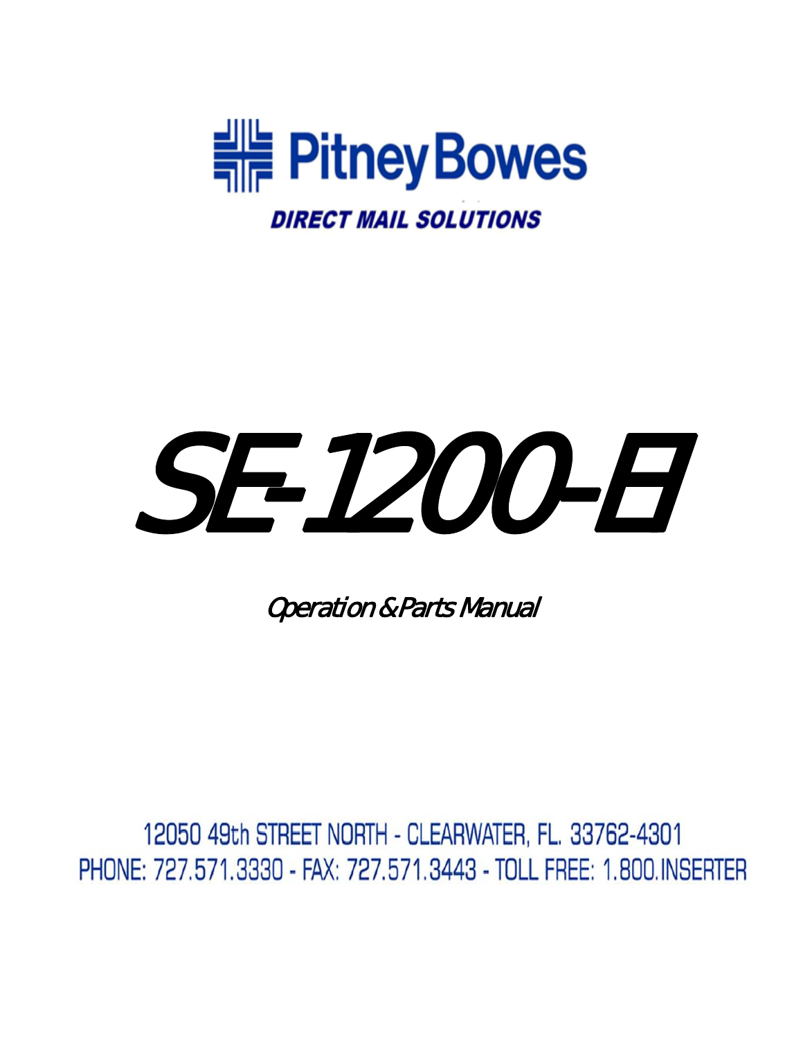Pitney Bowes

**DIRECT MAIL SOLUTIONS**

# SE-1200-EI

## Operation & Parts Manual

12050 49th STREET NORTH - CLEARWATER, FL. 33762-4301
PHONE: 727.571.3330 - FAX: 727.571.3443 - TOLL FREE: 1.800.INSERTER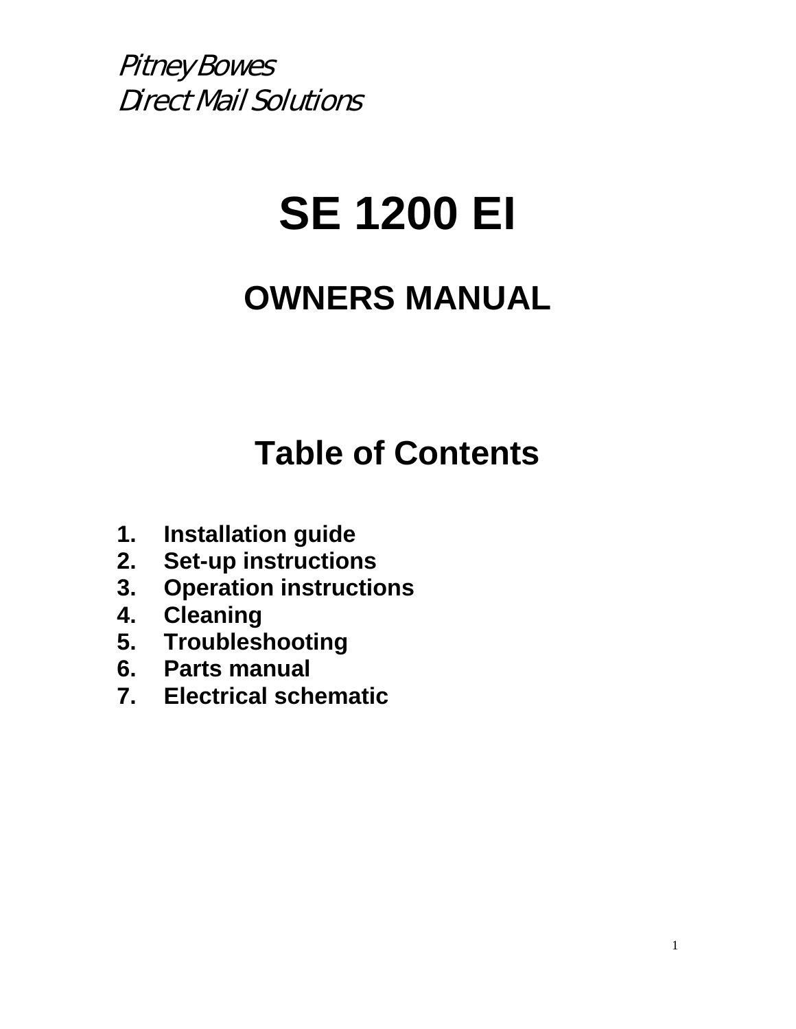*Pitney Bowes*
*Direct Mail Solutions*

# SE 1200 EI

## OWNERS MANUAL

## Table of Contents

1. **Installation guide**
2. **Set-up instructions**
3. **Operation instructions**
4. **Cleaning**
5. **Troubleshooting**
6. **Parts manual**
7. **Electrical schematic**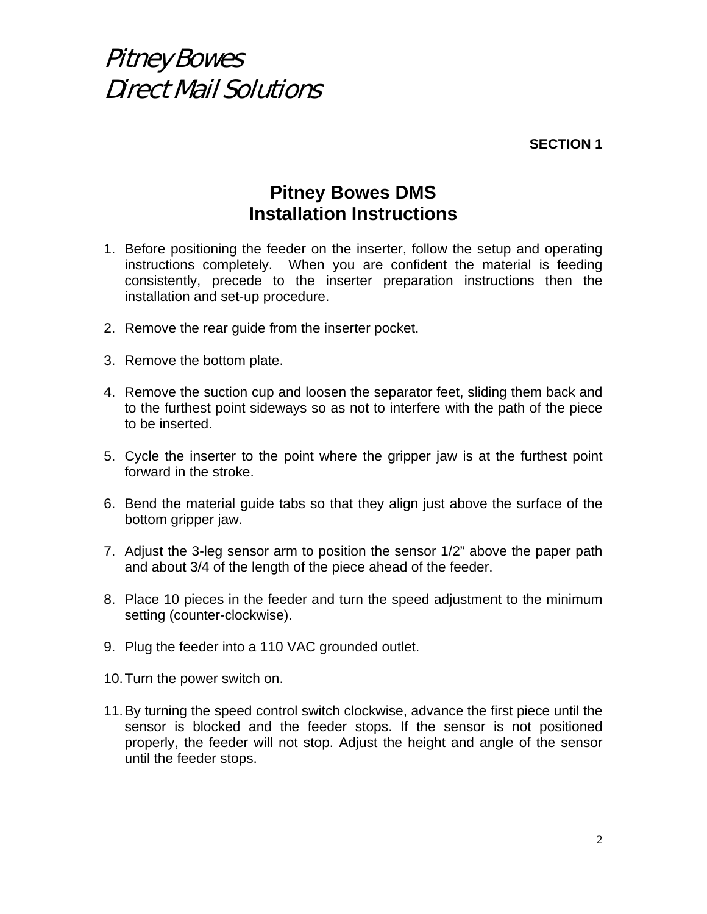*Pitney Bowes*
*Direct Mail Solutions*

**SECTION 1**

# Pitney Bowes DMS
# Installation Instructions

1. Before positioning the feeder on the inserter, follow the setup and operating instructions completely. When you are confident the material is feeding consistently, precede to the inserter preparation instructions then the installation and set-up procedure.

2. Remove the rear guide from the inserter pocket.

3. Remove the bottom plate.

4. Remove the suction cup and loosen the separator feet, sliding them back and to the furthest point sideways so as not to interfere with the path of the piece to be inserted.

5. Cycle the inserter to the point where the gripper jaw is at the furthest point forward in the stroke.

6. Bend the material guide tabs so that they align just above the surface of the bottom gripper jaw.

7. Adjust the 3-leg sensor arm to position the sensor 1/2" above the paper path and about 3/4 of the length of the piece ahead of the feeder.

8. Place 10 pieces in the feeder and turn the speed adjustment to the minimum setting (counter-clockwise).

9. Plug the feeder into a 110 VAC grounded outlet.

10. Turn the power switch on.

11. By turning the speed control switch clockwise, advance the first piece until the sensor is blocked and the feeder stops. If the sensor is not positioned properly, the feeder will not stop. Adjust the height and angle of the sensor until the feeder stops.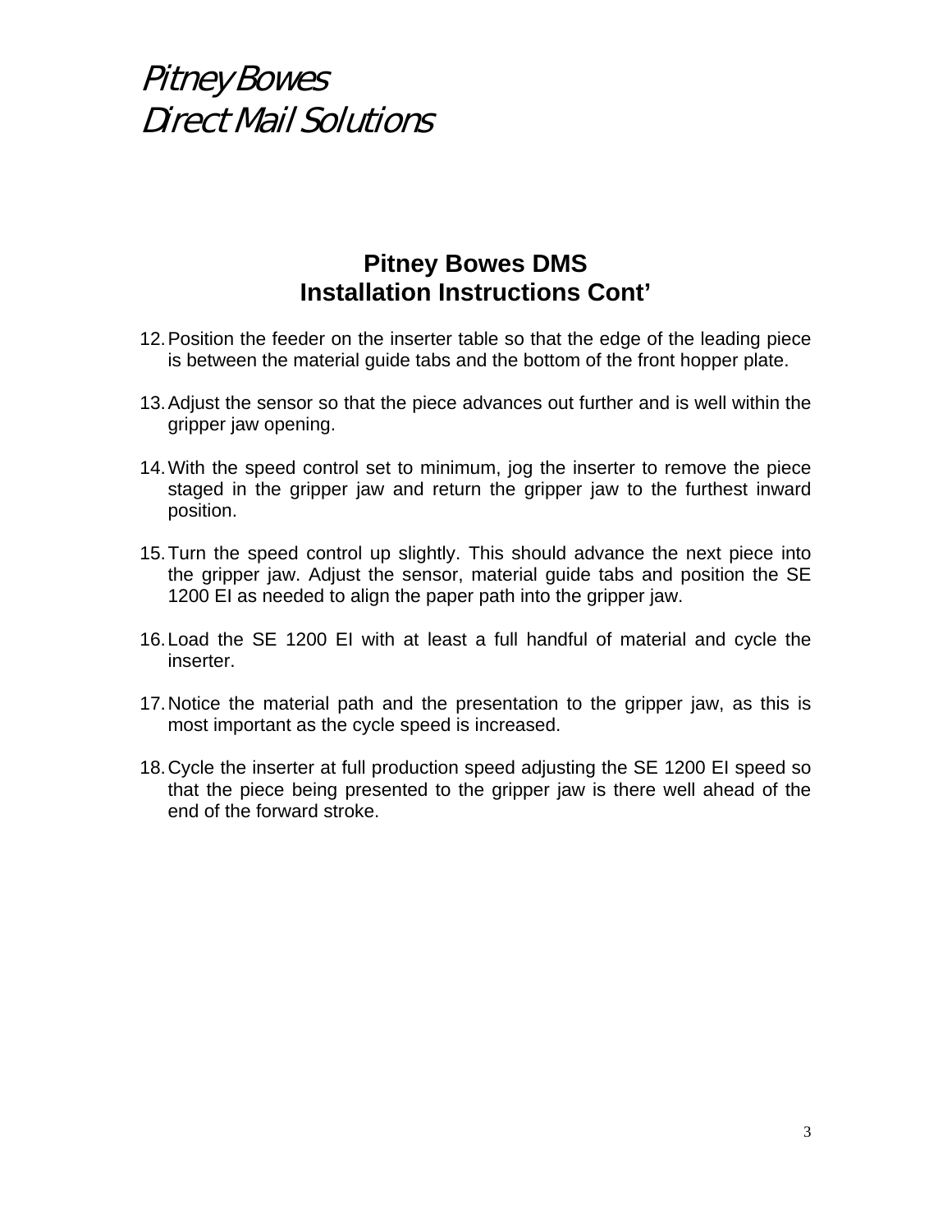*Pitney Bowes*
*Direct Mail Solutions*

## Pitney Bowes DMS
## Installation Instructions Cont'

12. Position the feeder on the inserter table so that the edge of the leading piece is between the material guide tabs and the bottom of the front hopper plate.

13. Adjust the sensor so that the piece advances out further and is well within the gripper jaw opening.

14. With the speed control set to minimum, jog the inserter to remove the piece staged in the gripper jaw and return the gripper jaw to the furthest inward position.

15. Turn the speed control up slightly. This should advance the next piece into the gripper jaw. Adjust the sensor, material guide tabs and position the SE 1200 EI as needed to align the paper path into the gripper jaw.

16. Load the SE 1200 EI with at least a full handful of material and cycle the inserter.

17. Notice the material path and the presentation to the gripper jaw, as this is most important as the cycle speed is increased.

18. Cycle the inserter at full production speed adjusting the SE 1200 EI speed so that the piece being presented to the gripper jaw is there well ahead of the end of the forward stroke.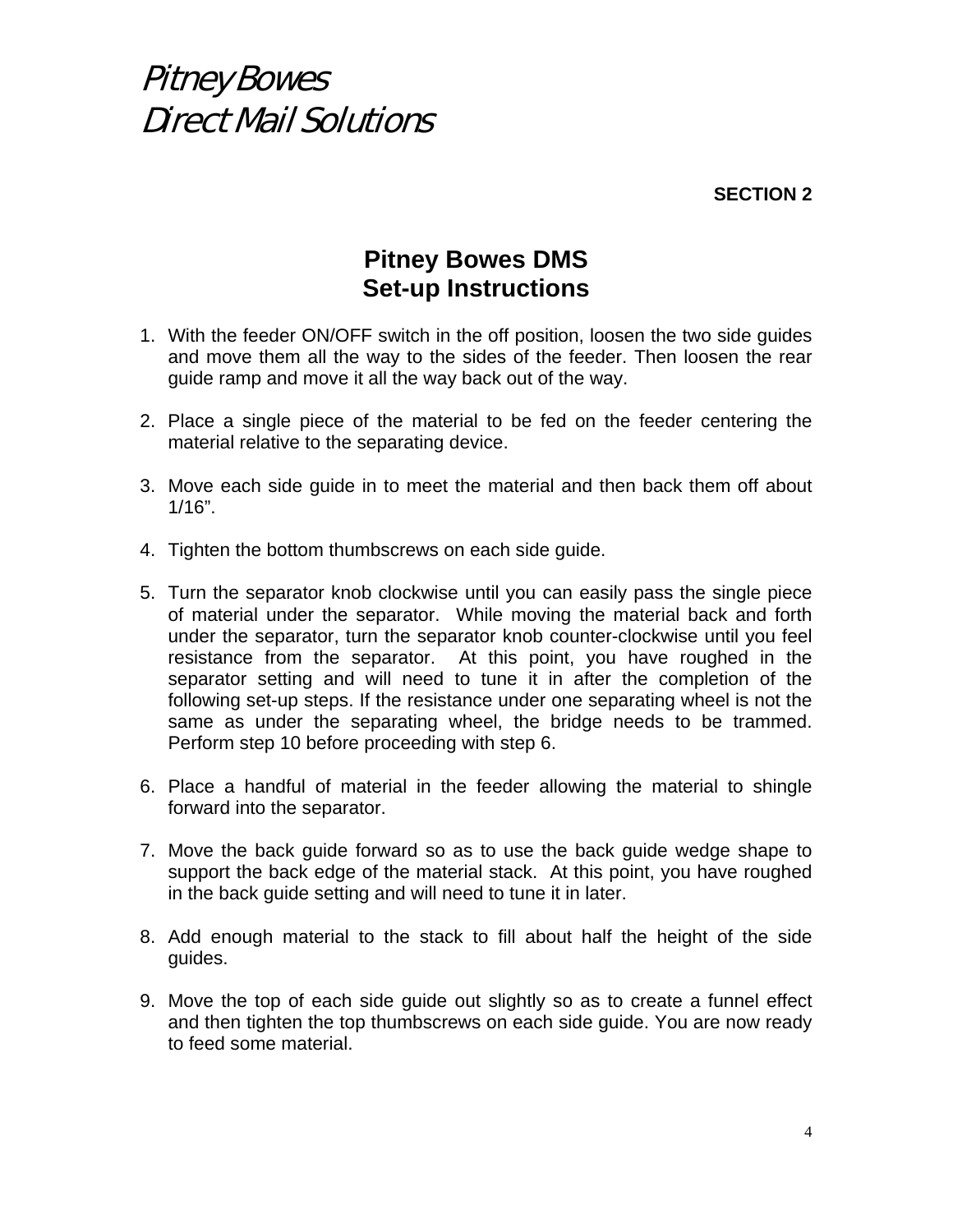*Pitney Bowes*
*Direct Mail Solutions*

**SECTION 2**

# Pitney Bowes DMS
# Set-up Instructions

1. With the feeder ON/OFF switch in the off position, loosen the two side guides and move them all the way to the sides of the feeder. Then loosen the rear guide ramp and move it all the way back out of the way.

2. Place a single piece of the material to be fed on the feeder centering the material relative to the separating device.

3. Move each side guide in to meet the material and then back them off about 1/16".

4. Tighten the bottom thumbscrews on each side guide.

5. Turn the separator knob clockwise until you can easily pass the single piece of material under the separator. While moving the material back and forth under the separator, turn the separator knob counter-clockwise until you feel resistance from the separator. At this point, you have roughed in the separator setting and will need to tune it in after the completion of the following set-up steps. If the resistance under one separating wheel is not the same as under the separating wheel, the bridge needs to be trammed. Perform step 10 before proceeding with step 6.

6. Place a handful of material in the feeder allowing the material to shingle forward into the separator.

7. Move the back guide forward so as to use the back guide wedge shape to support the back edge of the material stack. At this point, you have roughed in the back guide setting and will need to tune it in later.

8. Add enough material to the stack to fill about half the height of the side guides.

9. Move the top of each side guide out slightly so as to create a funnel effect and then tighten the top thumbscrews on each side guide. You are now ready to feed some material.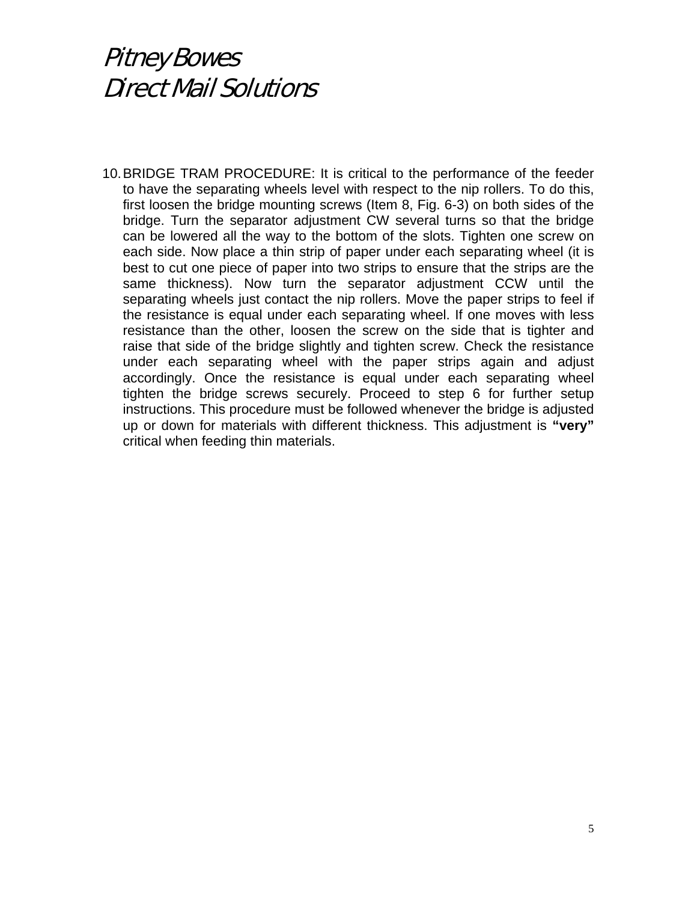10. BRIDGE TRAM PROCEDURE: It is critical to the performance of the feeder to have the separating wheels level with respect to the nip rollers. To do this, first loosen the bridge mounting screws (Item 8, Fig. 6-3) on both sides of the bridge. Turn the separator adjustment CW several turns so that the bridge can be lowered all the way to the bottom of the slots. Tighten one screw on each side. Now place a thin strip of paper under each separating wheel (it is best to cut one piece of paper into two strips to ensure that the strips are the same thickness). Now turn the separator adjustment CCW until the separating wheels just contact the nip rollers. Move the paper strips to feel if the resistance is equal under each separating wheel. If one moves with less resistance than the other, loosen the screw on the side that is tighter and raise that side of the bridge slightly and tighten screw. Check the resistance under each separating wheel with the paper strips again and adjust accordingly. Once the resistance is equal under each separating wheel tighten the bridge screws securely. Proceed to step 6 for further setup instructions. This procedure must be followed whenever the bridge is adjusted up or down for materials with different thickness. This adjustment is **"very"** critical when feeding thin materials.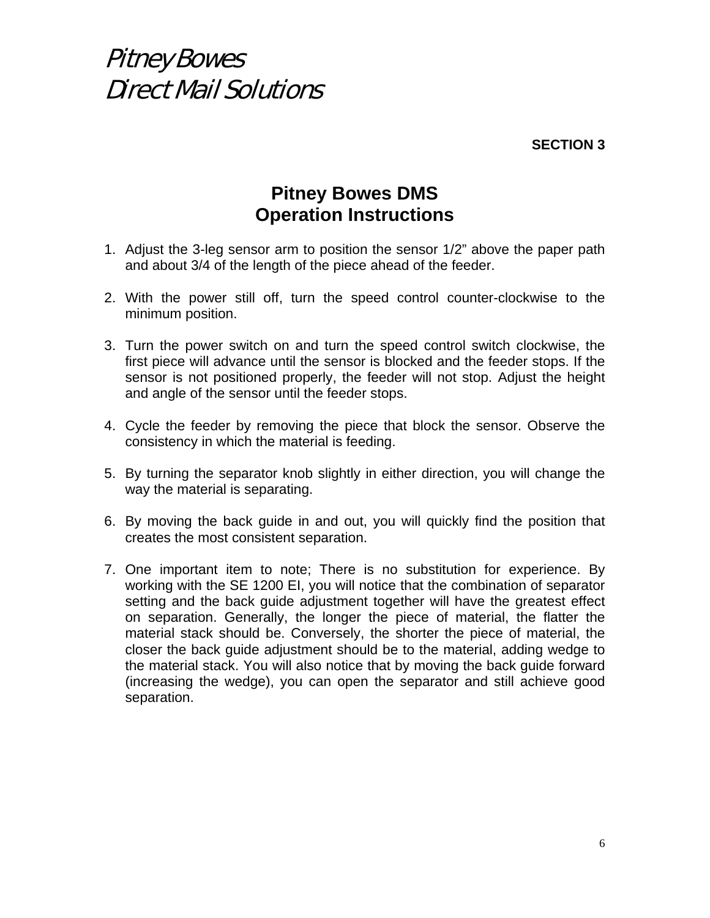*Pitney Bowes*
*Direct Mail Solutions*

**SECTION 3**

# Pitney Bowes DMS
# Operation Instructions

1. Adjust the 3-leg sensor arm to position the sensor 1/2" above the paper path and about 3/4 of the length of the piece ahead of the feeder.

2. With the power still off, turn the speed control counter-clockwise to the minimum position.

3. Turn the power switch on and turn the speed control switch clockwise, the first piece will advance until the sensor is blocked and the feeder stops. If the sensor is not positioned properly, the feeder will not stop. Adjust the height and angle of the sensor until the feeder stops.

4. Cycle the feeder by removing the piece that block the sensor. Observe the consistency in which the material is feeding.

5. By turning the separator knob slightly in either direction, you will change the way the material is separating.

6. By moving the back guide in and out, you will quickly find the position that creates the most consistent separation.

7. One important item to note; There is no substitution for experience. By working with the SE 1200 EI, you will notice that the combination of separator setting and the back guide adjustment together will have the greatest effect on separation. Generally, the longer the piece of material, the flatter the material stack should be. Conversely, the shorter the piece of material, the closer the back guide adjustment should be to the material, adding wedge to the material stack. You will also notice that by moving the back guide forward (increasing the wedge), you can open the separator and still achieve good separation.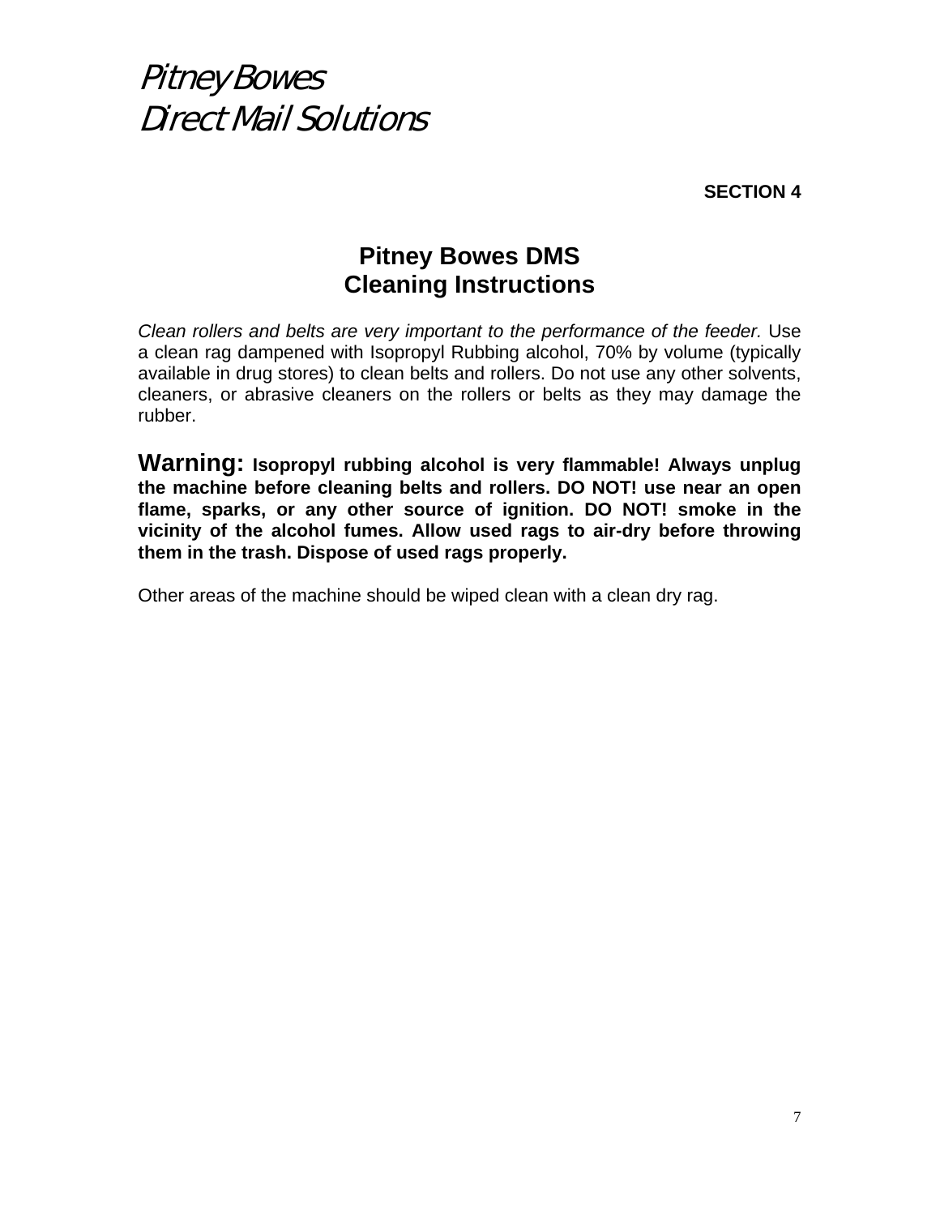*Pitney Bowes*
*Direct Mail Solutions*

**SECTION 4**

## Pitney Bowes DMS
## Cleaning Instructions

*Clean rollers and belts are very important to the performance of the feeder.* Use a clean rag dampened with Isopropyl Rubbing alcohol, 70% by volume (typically available in drug stores) to clean belts and rollers. Do not use any other solvents, cleaners, or abrasive cleaners on the rollers or belts as they may damage the rubber.

**Warning: Isopropyl rubbing alcohol is very flammable! Always unplug the machine before cleaning belts and rollers. DO NOT! use near an open flame, sparks, or any other source of ignition. DO NOT! smoke in the vicinity of the alcohol fumes. Allow used rags to air-dry before throwing them in the trash. Dispose of used rags properly.**

Other areas of the machine should be wiped clean with a clean dry rag.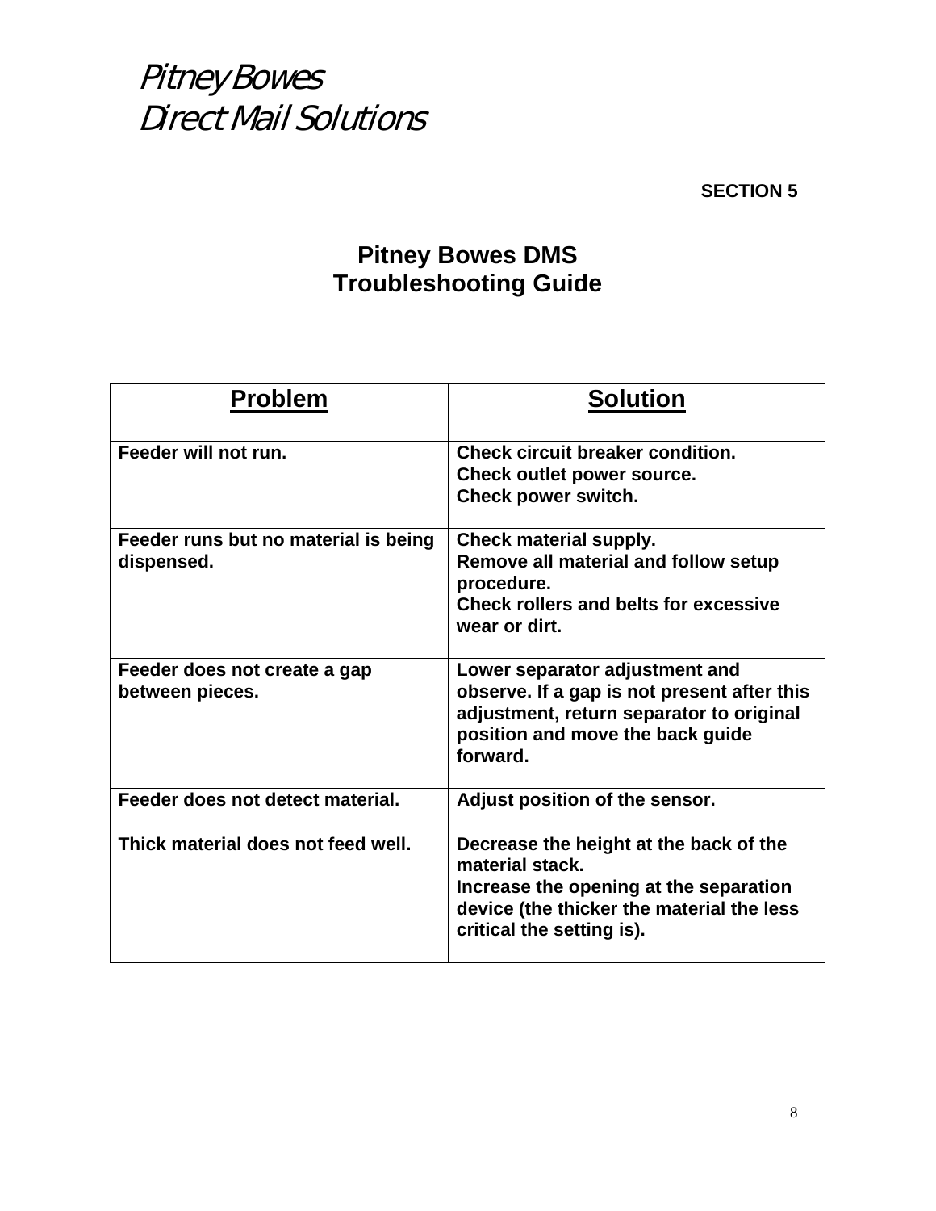*Pitney Bowes*
*Direct Mail Solutions*

**SECTION 5**

# Pitney Bowes DMS Troubleshooting Guide

| Problem | Solution |
|---|---|
| **Feeder will not run.** | **Check circuit breaker condition.**<br>**Check outlet power source.**<br>**Check power switch.** |
| **Feeder runs but no material is being dispensed.** | **Check material supply.**<br>**Remove all material and follow setup procedure.**<br>**Check rollers and belts for excessive wear or dirt.** |
| **Feeder does not create a gap between pieces.** | **Lower separator adjustment and observe. If a gap is not present after this adjustment, return separator to original position and move the back guide forward.** |
| **Feeder does not detect material.** | **Adjust position of the sensor.** |
| **Thick material does not feed well.** | **Decrease the height at the back of the material stack.**<br>**Increase the opening at the separation device (the thicker the material the less critical the setting is).** |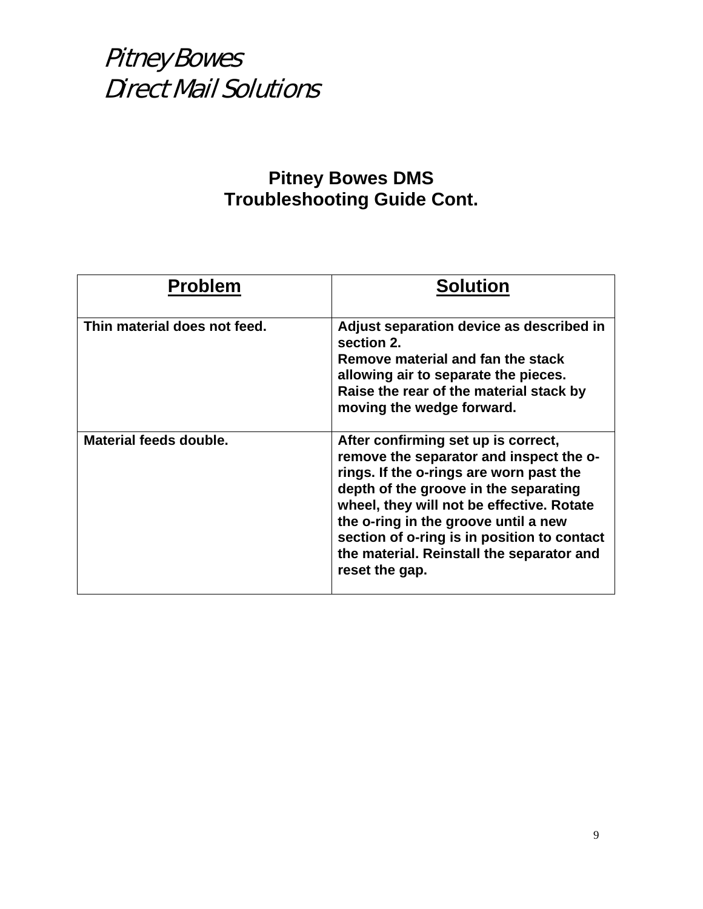*Pitney Bowes*
*Direct Mail Solutions*

## Pitney Bowes DMS
## Troubleshooting Guide Cont.

| Problem | Solution |
|---|---|
| **Thin material does not feed.** | **Adjust separation device as described in section 2.** <br> **Remove material and fan the stack allowing air to separate the pieces.** <br> **Raise the rear of the material stack by moving the wedge forward.** |
| **Material feeds double.** | **After confirming set up is correct, remove the separator and inspect the o-rings. If the o-rings are worn past the depth of the groove in the separating wheel, they will not be effective. Rotate the o-ring in the groove until a new section of o-ring is in position to contact the material. Reinstall the separator and reset the gap.** |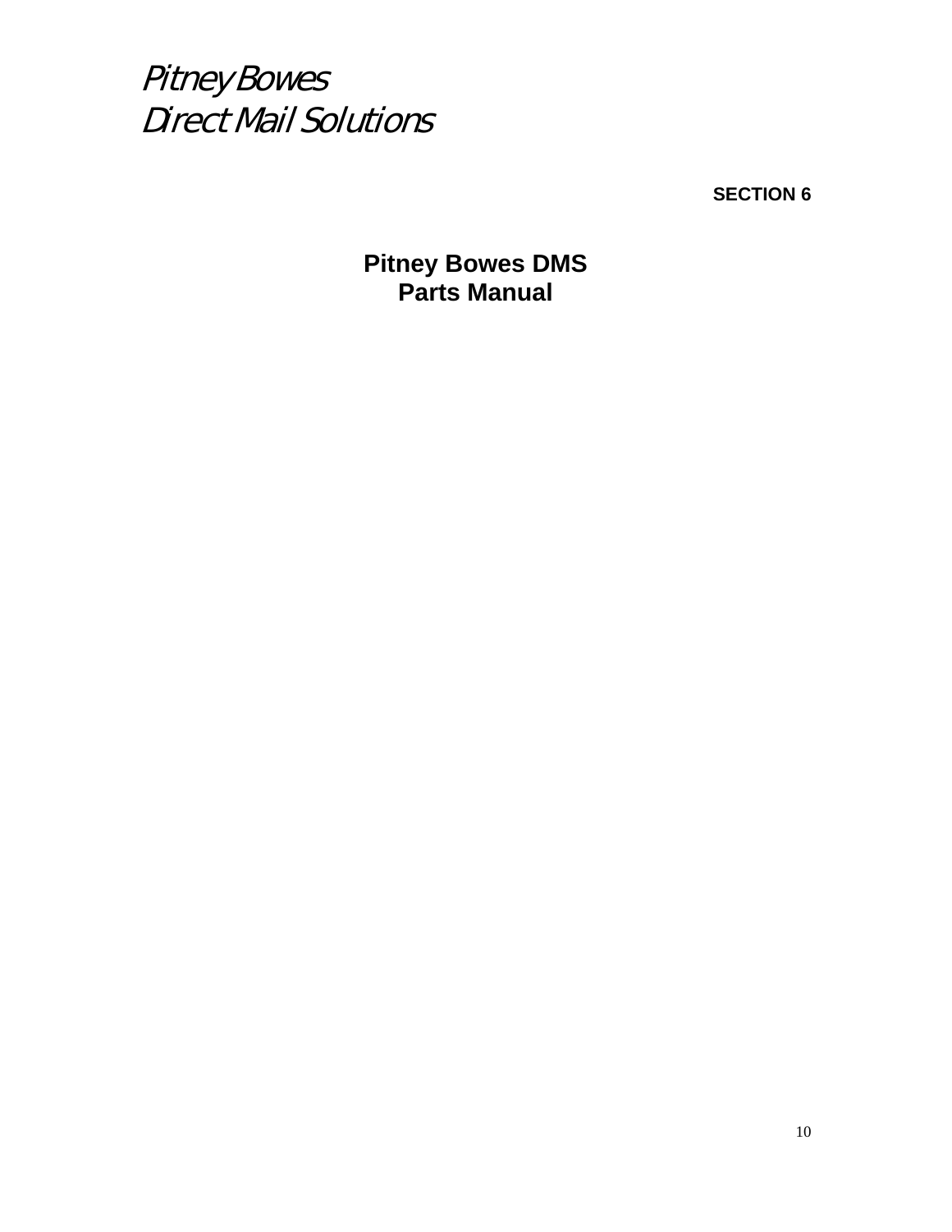*Pitney Bowes*
*Direct Mail Solutions*

**SECTION 6**

# Pitney Bowes DMS
# Parts Manual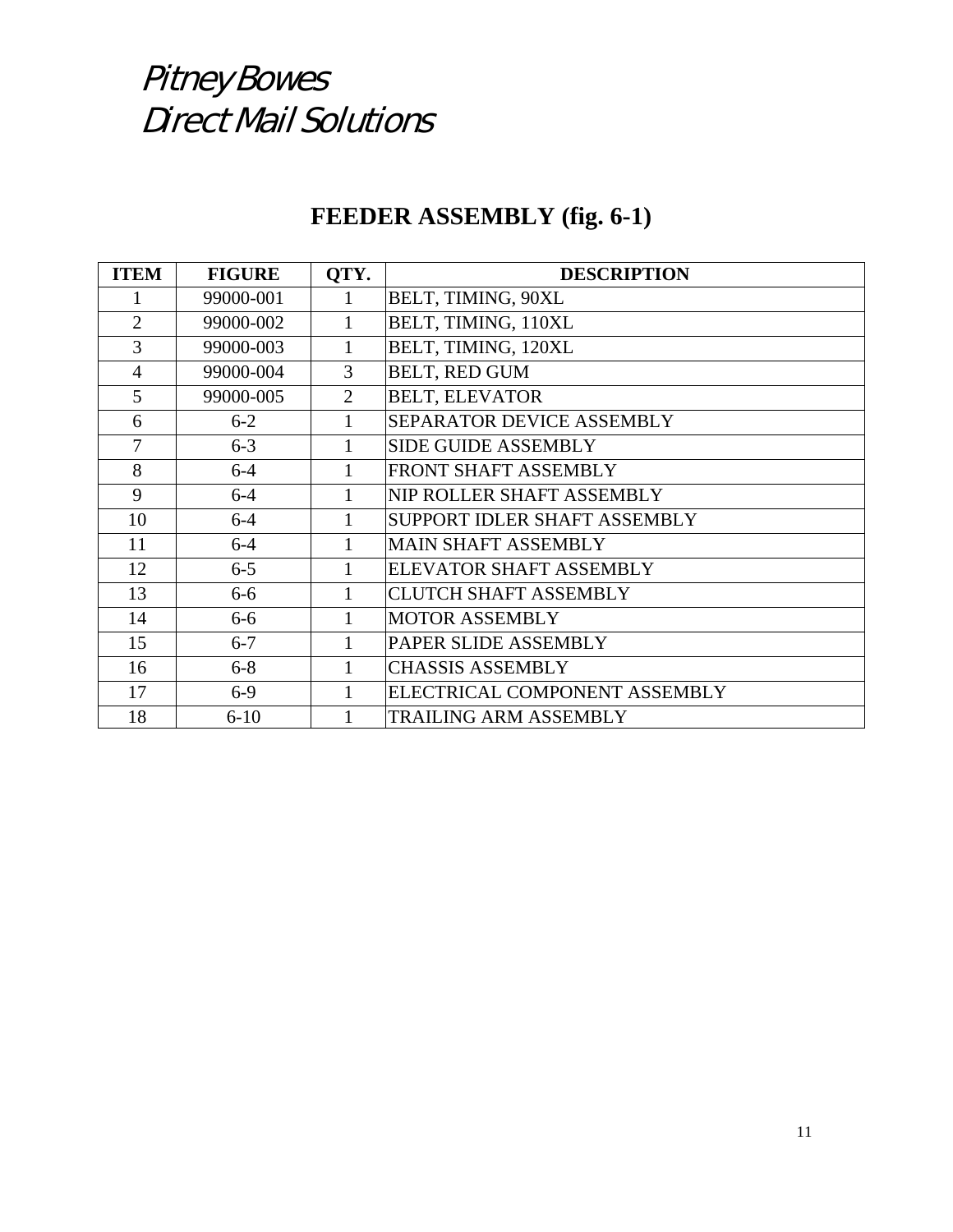*Pitney Bowes*
*Direct Mail Solutions*

## FEEDER ASSEMBLY (fig. 6-1)

| ITEM | FIGURE | QTY. | DESCRIPTION |
|---|---|---|---|
| 1 | 99000-001 | 1 | BELT, TIMING, 90XL |
| 2 | 99000-002 | 1 | BELT, TIMING, 110XL |
| 3 | 99000-003 | 1 | BELT, TIMING, 120XL |
| 4 | 99000-004 | 3 | BELT, RED GUM |
| 5 | 99000-005 | 2 | BELT, ELEVATOR |
| 6 | 6-2 | 1 | SEPARATOR DEVICE ASSEMBLY |
| 7 | 6-3 | 1 | SIDE GUIDE ASSEMBLY |
| 8 | 6-4 | 1 | FRONT SHAFT ASSEMBLY |
| 9 | 6-4 | 1 | NIP ROLLER SHAFT ASSEMBLY |
| 10 | 6-4 | 1 | SUPPORT IDLER SHAFT ASSEMBLY |
| 11 | 6-4 | 1 | MAIN SHAFT ASSEMBLY |
| 12 | 6-5 | 1 | ELEVATOR SHAFT ASSEMBLY |
| 13 | 6-6 | 1 | CLUTCH SHAFT ASSEMBLY |
| 14 | 6-6 | 1 | MOTOR ASSEMBLY |
| 15 | 6-7 | 1 | PAPER SLIDE ASSEMBLY |
| 16 | 6-8 | 1 | CHASSIS ASSEMBLY |
| 17 | 6-9 | 1 | ELECTRICAL COMPONENT ASSEMBLY |
| 18 | 6-10 | 1 | TRAILING ARM ASSEMBLY |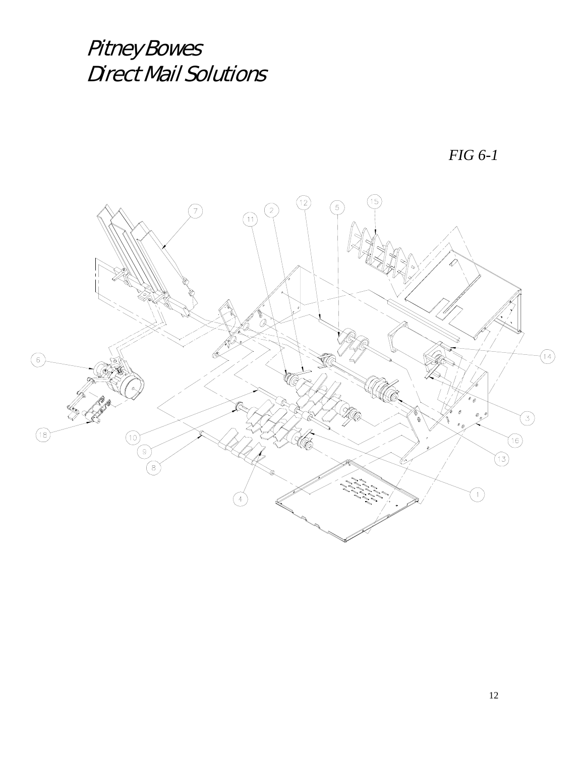# Pitney Bowes
# Direct Mail Solutions

*FIG 6-1*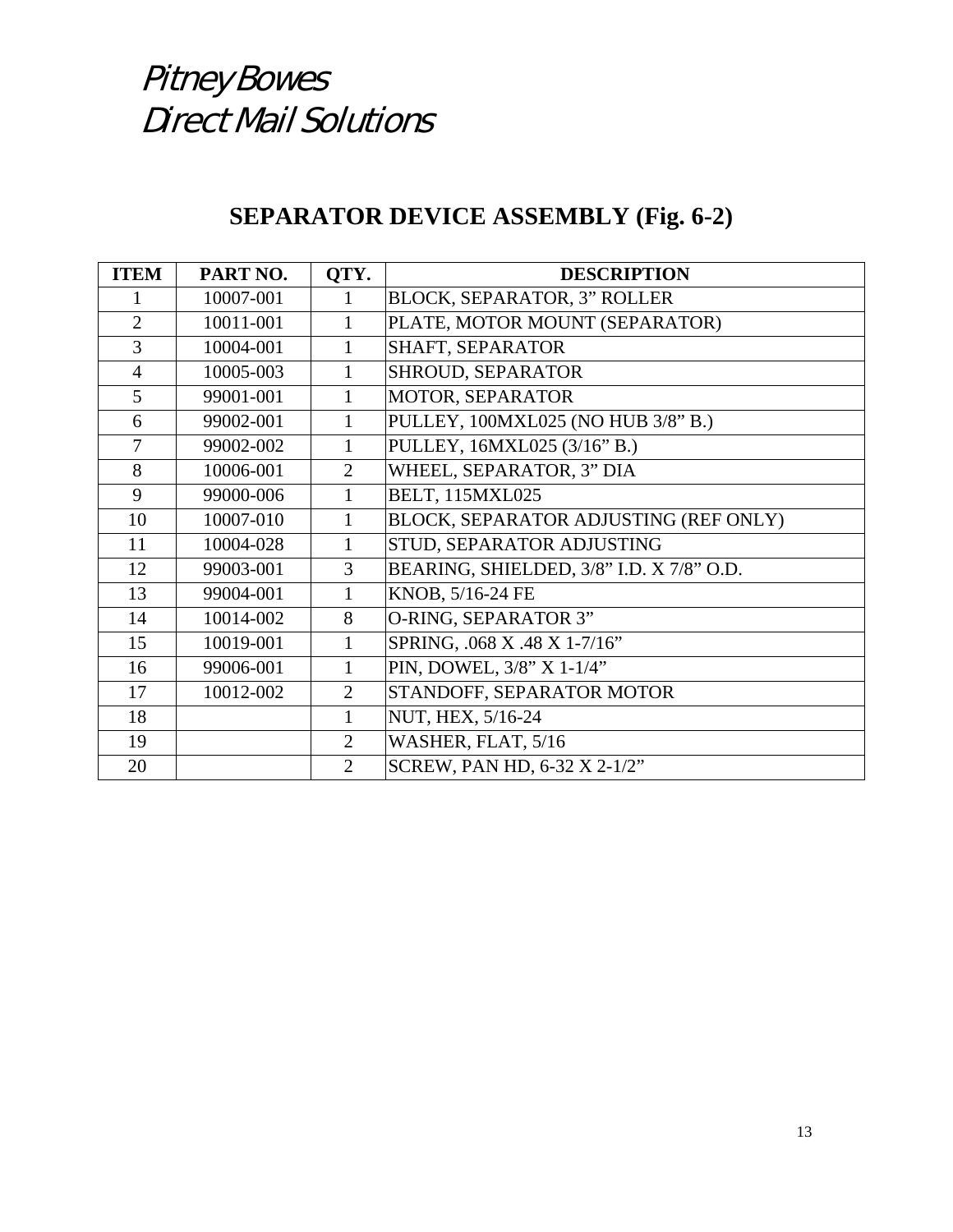*Pitney Bowes*
*Direct Mail Solutions*

## SEPARATOR DEVICE ASSEMBLY (Fig. 6-2)

| ITEM | PART NO. | QTY. | DESCRIPTION |
|---|---|---|---|
| 1 | 10007-001 | 1 | BLOCK, SEPARATOR, 3" ROLLER |
| 2 | 10011-001 | 1 | PLATE, MOTOR MOUNT (SEPARATOR) |
| 3 | 10004-001 | 1 | SHAFT, SEPARATOR |
| 4 | 10005-003 | 1 | SHROUD, SEPARATOR |
| 5 | 99001-001 | 1 | MOTOR, SEPARATOR |
| 6 | 99002-001 | 1 | PULLEY, 100MXL025 (NO HUB 3/8" B.) |
| 7 | 99002-002 | 1 | PULLEY, 16MXL025 (3/16" B.) |
| 8 | 10006-001 | 2 | WHEEL, SEPARATOR, 3" DIA |
| 9 | 99000-006 | 1 | BELT, 115MXL025 |
| 10 | 10007-010 | 1 | BLOCK, SEPARATOR ADJUSTING (REF ONLY) |
| 11 | 10004-028 | 1 | STUD, SEPARATOR ADJUSTING |
| 12 | 99003-001 | 3 | BEARING, SHIELDED, 3/8" I.D. X 7/8" O.D. |
| 13 | 99004-001 | 1 | KNOB, 5/16-24 FE |
| 14 | 10014-002 | 8 | O-RING, SEPARATOR 3" |
| 15 | 10019-001 | 1 | SPRING, .068 X .48 X 1-7/16" |
| 16 | 99006-001 | 1 | PIN, DOWEL, 3/8" X 1-1/4" |
| 17 | 10012-002 | 2 | STANDOFF, SEPARATOR MOTOR |
| 18 | | 1 | NUT, HEX, 5/16-24 |
| 19 | | 2 | WASHER, FLAT, 5/16 |
| 20 | | 2 | SCREW, PAN HD, 6-32 X 2-1/2" |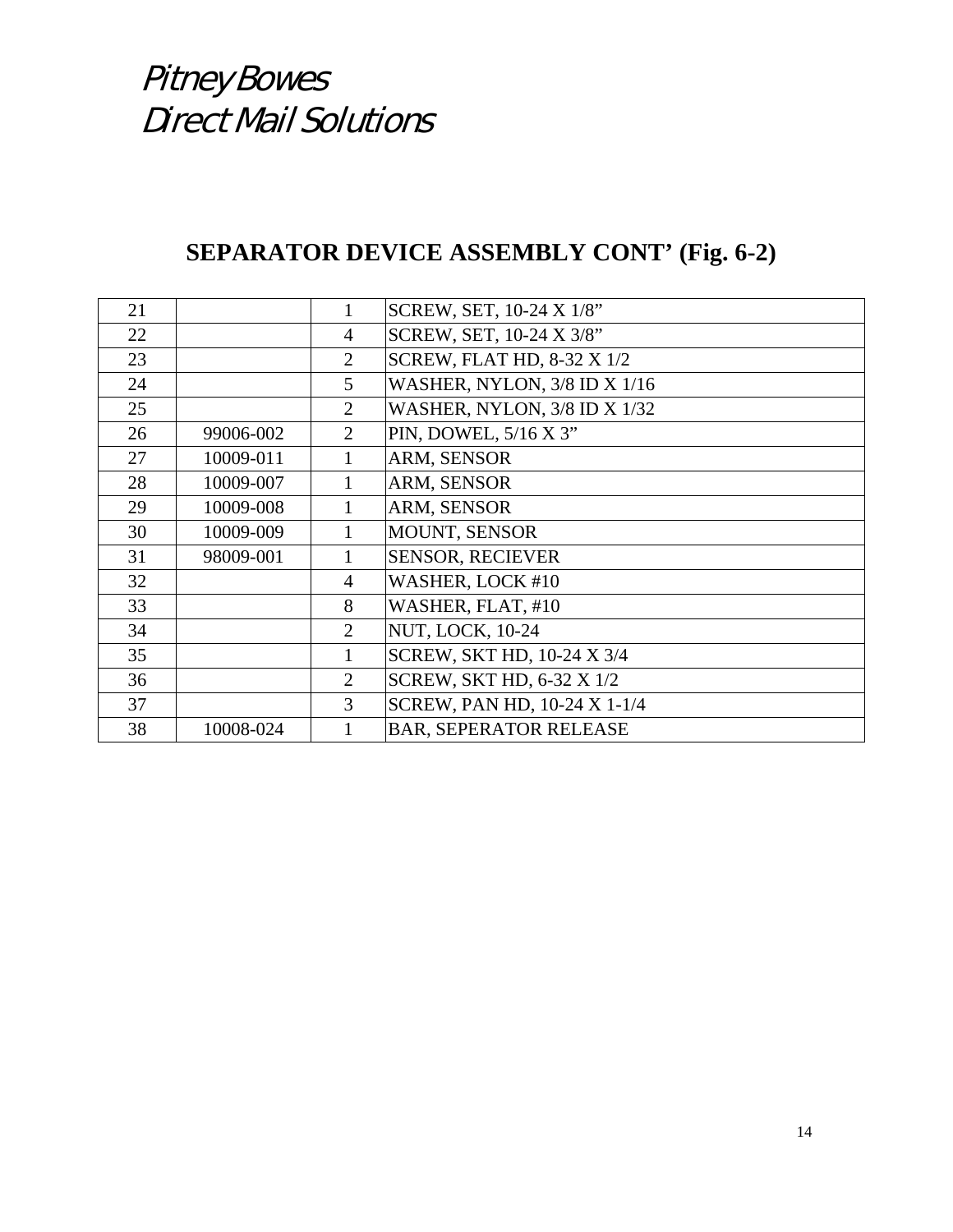*Pitney Bowes*
*Direct Mail Solutions*

## SEPARATOR DEVICE ASSEMBLY CONT' (Fig. 6-2)

| | | | |
|---|---|---|---|
| 21 | | 1 | SCREW, SET, 10-24 X 1/8" |
| 22 | | 4 | SCREW, SET, 10-24 X 3/8" |
| 23 | | 2 | SCREW, FLAT HD, 8-32 X 1/2 |
| 24 | | 5 | WASHER, NYLON, 3/8 ID X 1/16 |
| 25 | | 2 | WASHER, NYLON, 3/8 ID X 1/32 |
| 26 | 99006-002 | 2 | PIN, DOWEL, 5/16 X 3" |
| 27 | 10009-011 | 1 | ARM, SENSOR |
| 28 | 10009-007 | 1 | ARM, SENSOR |
| 29 | 10009-008 | 1 | ARM, SENSOR |
| 30 | 10009-009 | 1 | MOUNT, SENSOR |
| 31 | 98009-001 | 1 | SENSOR, RECIEVER |
| 32 | | 4 | WASHER, LOCK #10 |
| 33 | | 8 | WASHER, FLAT, #10 |
| 34 | | 2 | NUT, LOCK, 10-24 |
| 35 | | 1 | SCREW, SKT HD, 10-24 X 3/4 |
| 36 | | 2 | SCREW, SKT HD, 6-32 X 1/2 |
| 37 | | 3 | SCREW, PAN HD, 10-24 X 1-1/4 |
| 38 | 10008-024 | 1 | BAR, SEPERATOR RELEASE |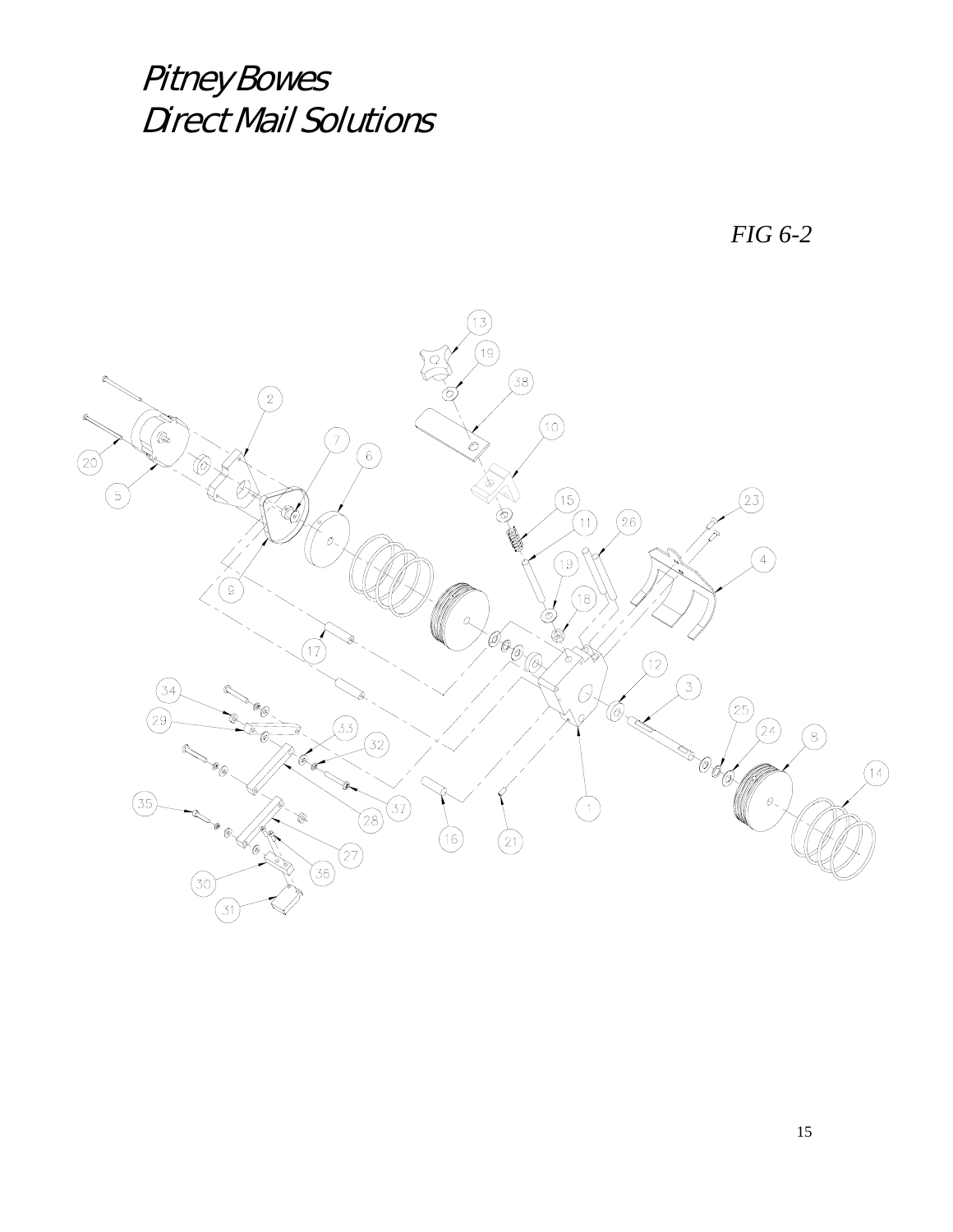Pitney Bowes
Direct Mail Solutions

*FIG 6-2*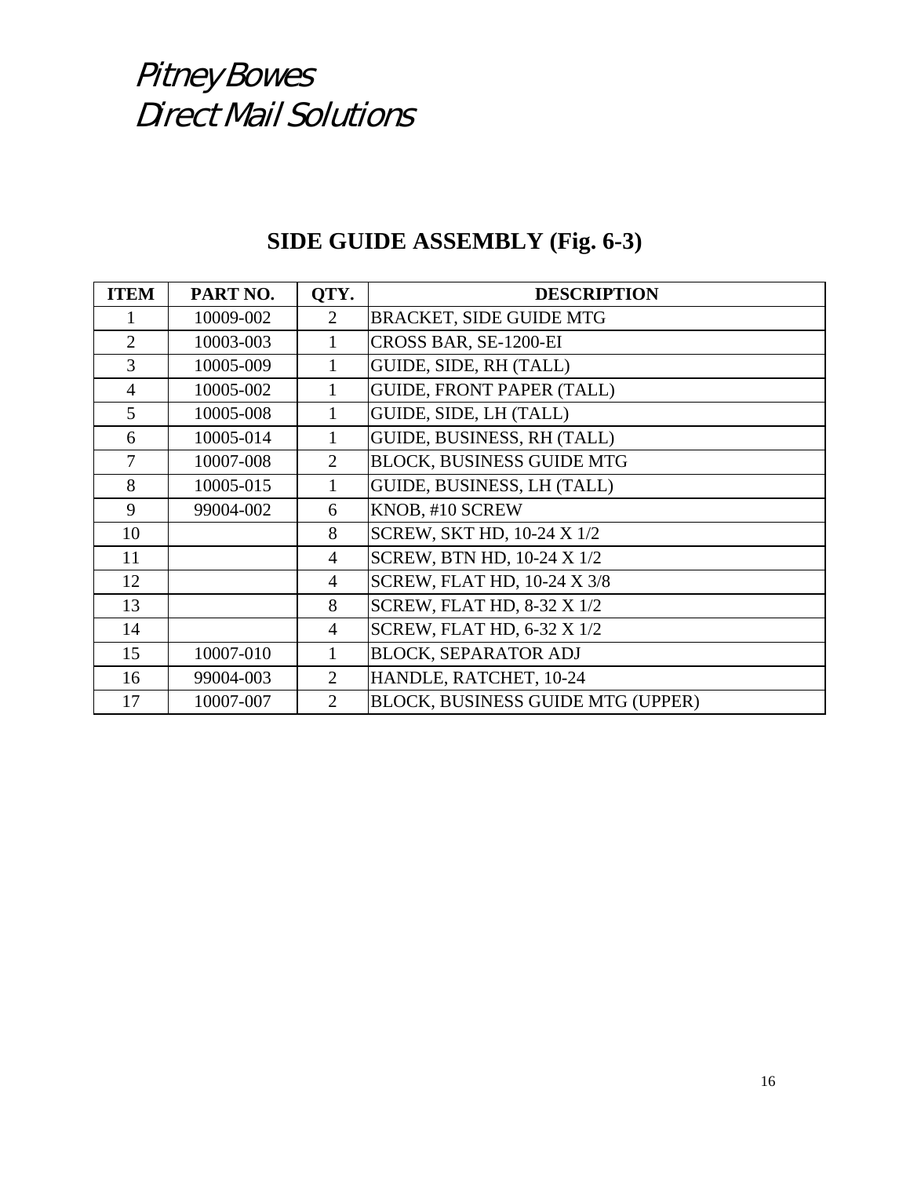*Pitney Bowes*
*Direct Mail Solutions*

## SIDE GUIDE ASSEMBLY (Fig. 6-3)

| ITEM | PART NO. | QTY. | DESCRIPTION |
|---|---|---|---|
| 1 | 10009-002 | 2 | BRACKET, SIDE GUIDE MTG |
| 2 | 10003-003 | 1 | CROSS BAR, SE-1200-EI |
| 3 | 10005-009 | 1 | GUIDE, SIDE, RH (TALL) |
| 4 | 10005-002 | 1 | GUIDE, FRONT PAPER (TALL) |
| 5 | 10005-008 | 1 | GUIDE, SIDE, LH (TALL) |
| 6 | 10005-014 | 1 | GUIDE, BUSINESS, RH (TALL) |
| 7 | 10007-008 | 2 | BLOCK, BUSINESS GUIDE MTG |
| 8 | 10005-015 | 1 | GUIDE, BUSINESS, LH (TALL) |
| 9 | 99004-002 | 6 | KNOB, #10 SCREW |
| 10 | | 8 | SCREW, SKT HD, 10-24 X 1/2 |
| 11 | | 4 | SCREW, BTN HD, 10-24 X 1/2 |
| 12 | | 4 | SCREW, FLAT HD, 10-24 X 3/8 |
| 13 | | 8 | SCREW, FLAT HD, 8-32 X 1/2 |
| 14 | | 4 | SCREW, FLAT HD, 6-32 X 1/2 |
| 15 | 10007-010 | 1 | BLOCK, SEPARATOR ADJ |
| 16 | 99004-003 | 2 | HANDLE, RATCHET, 10-24 |
| 17 | 10007-007 | 2 | BLOCK, BUSINESS GUIDE MTG (UPPER) |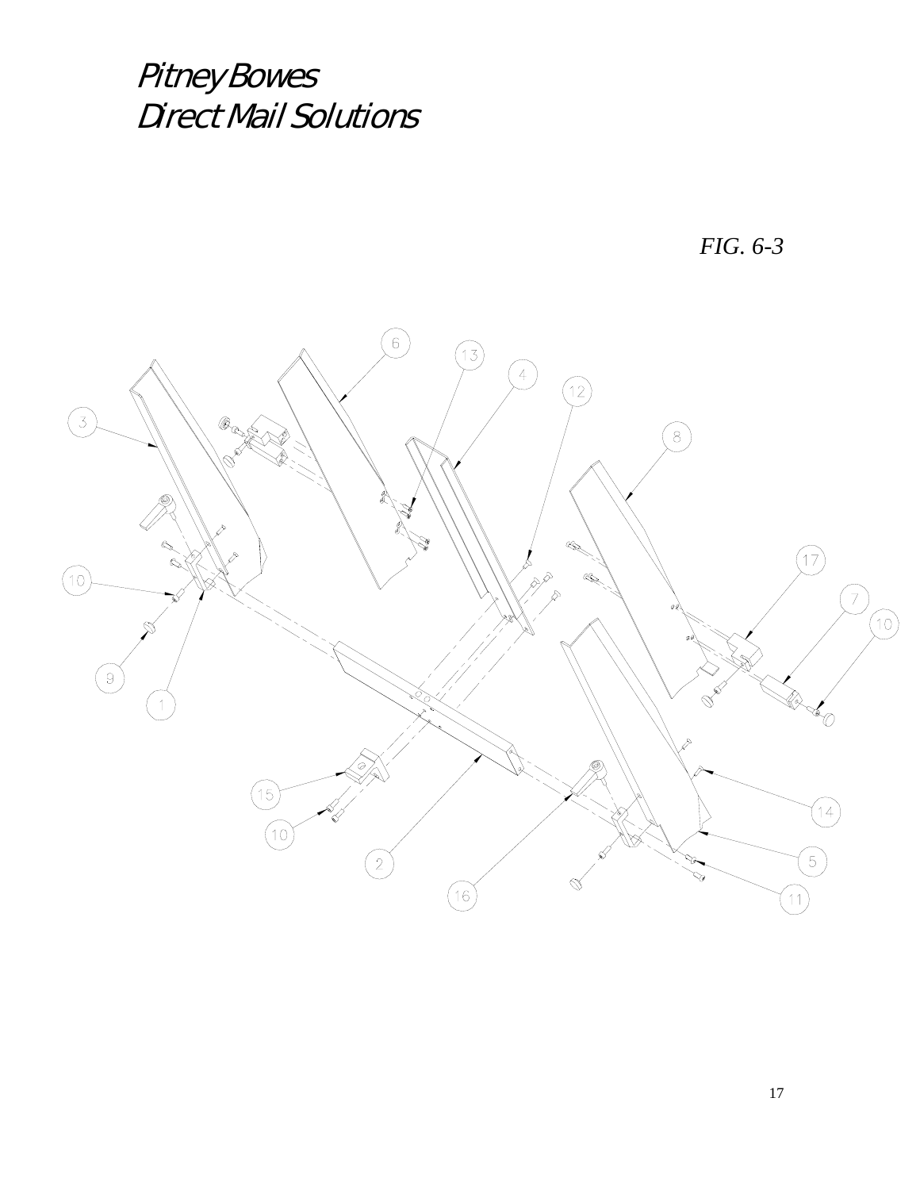Pitney Bowes
Direct Mail Solutions

*FIG. 6-3*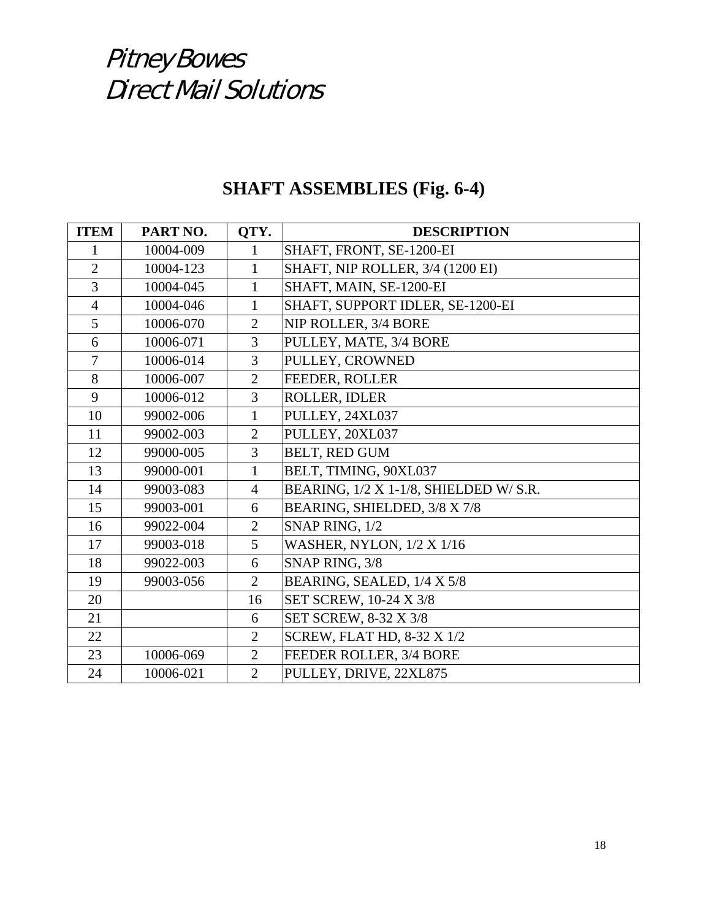*Pitney Bowes*
*Direct Mail Solutions*

## SHAFT ASSEMBLIES (Fig. 6-4)

| ITEM | PART NO. | QTY. | DESCRIPTION |
|---|---|---|---|
| 1 | 10004-009 | 1 | SHAFT, FRONT, SE-1200-EI |
| 2 | 10004-123 | 1 | SHAFT, NIP ROLLER, 3/4 (1200 EI) |
| 3 | 10004-045 | 1 | SHAFT, MAIN, SE-1200-EI |
| 4 | 10004-046 | 1 | SHAFT, SUPPORT IDLER, SE-1200-EI |
| 5 | 10006-070 | 2 | NIP ROLLER, 3/4 BORE |
| 6 | 10006-071 | 3 | PULLEY, MATE, 3/4 BORE |
| 7 | 10006-014 | 3 | PULLEY, CROWNED |
| 8 | 10006-007 | 2 | FEEDER, ROLLER |
| 9 | 10006-012 | 3 | ROLLER, IDLER |
| 10 | 99002-006 | 1 | PULLEY, 24XL037 |
| 11 | 99002-003 | 2 | PULLEY, 20XL037 |
| 12 | 99000-005 | 3 | BELT, RED GUM |
| 13 | 99000-001 | 1 | BELT, TIMING, 90XL037 |
| 14 | 99003-083 | 4 | BEARING, 1/2 X 1-1/8, SHIELDED W/ S.R. |
| 15 | 99003-001 | 6 | BEARING, SHIELDED, 3/8 X 7/8 |
| 16 | 99022-004 | 2 | SNAP RING, 1/2 |
| 17 | 99003-018 | 5 | WASHER, NYLON, 1/2 X 1/16 |
| 18 | 99022-003 | 6 | SNAP RING, 3/8 |
| 19 | 99003-056 | 2 | BEARING, SEALED, 1/4 X 5/8 |
| 20 | | 16 | SET SCREW, 10-24 X 3/8 |
| 21 | | 6 | SET SCREW, 8-32 X 3/8 |
| 22 | | 2 | SCREW, FLAT HD, 8-32 X 1/2 |
| 23 | 10006-069 | 2 | FEEDER ROLLER, 3/4 BORE |
| 24 | 10006-021 | 2 | PULLEY, DRIVE, 22XL875 |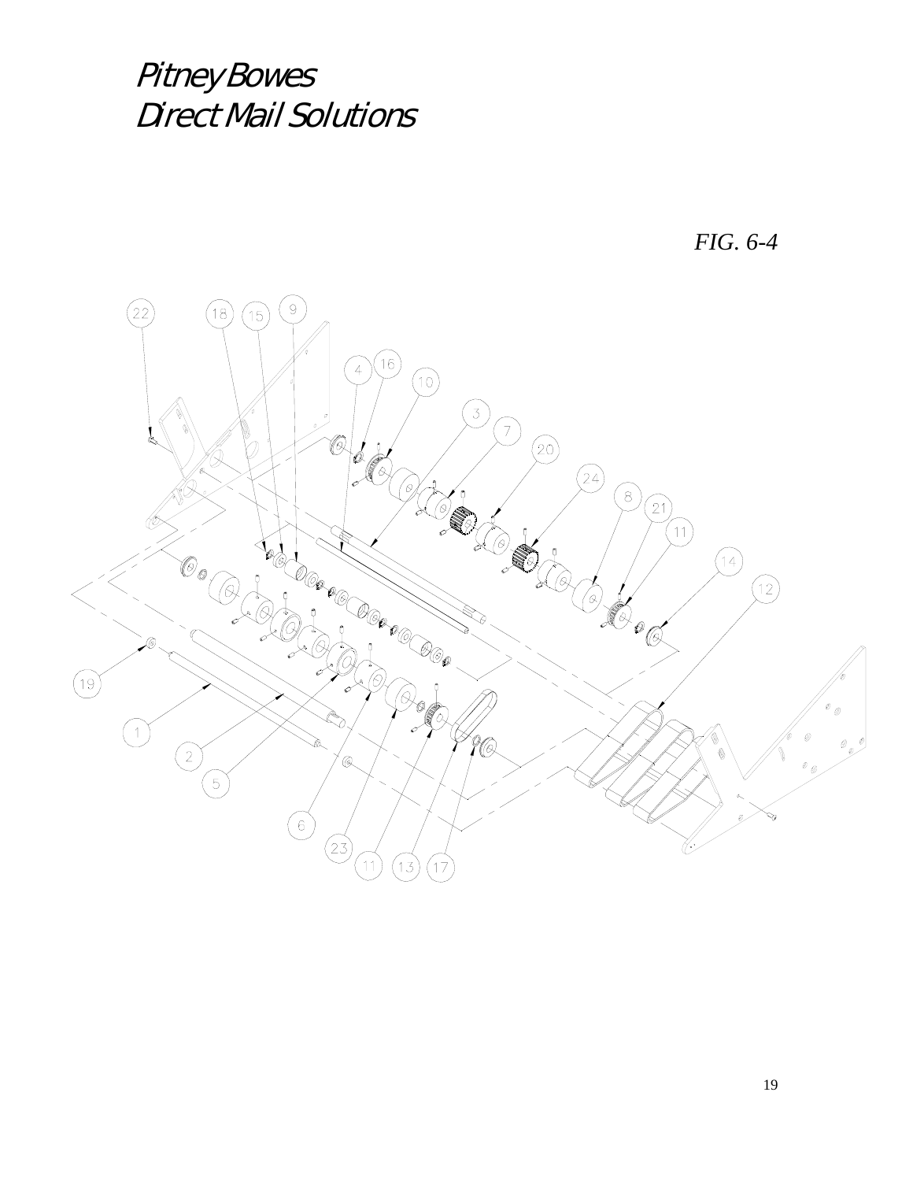*Pitney Bowes*
*Direct Mail Solutions*

*FIG. 6-4*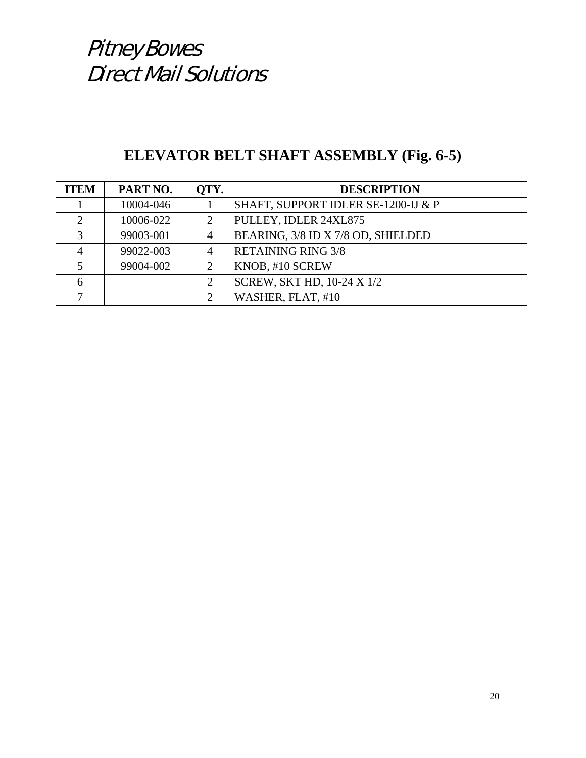*Pitney Bowes*
*Direct Mail Solutions*

# ELEVATOR BELT SHAFT ASSEMBLY (Fig. 6-5)

| ITEM | PART NO. | QTY. | DESCRIPTION |
|---|---|---|---|
| 1 | 10004-046 | 1 | SHAFT, SUPPORT IDLER SE-1200-IJ & P |
| 2 | 10006-022 | 2 | PULLEY, IDLER 24XL875 |
| 3 | 99003-001 | 4 | BEARING, 3/8 ID X 7/8 OD, SHIELDED |
| 4 | 99022-003 | 4 | RETAINING RING 3/8 |
| 5 | 99004-002 | 2 | KNOB, #10 SCREW |
| 6 | | 2 | SCREW, SKT HD, 10-24 X 1/2 |
| 7 | | 2 | WASHER, FLAT, #10 |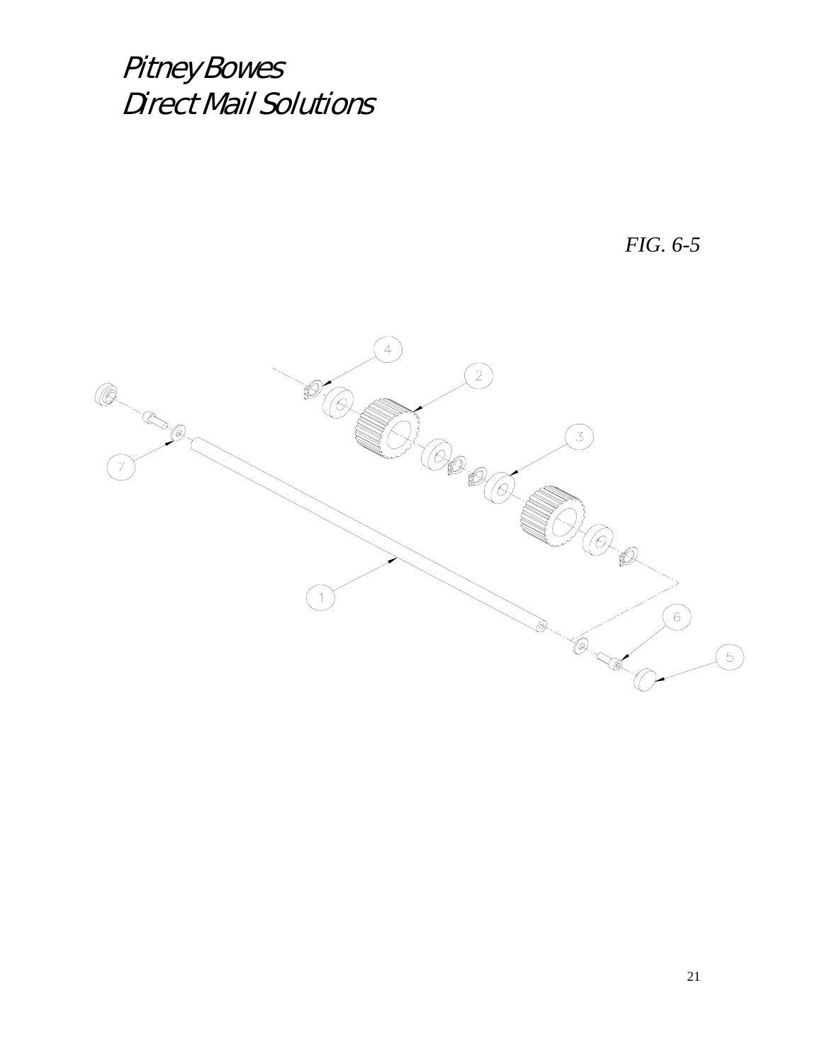*Pitney Bowes*
*Direct Mail Solutions*

*FIG. 6-5*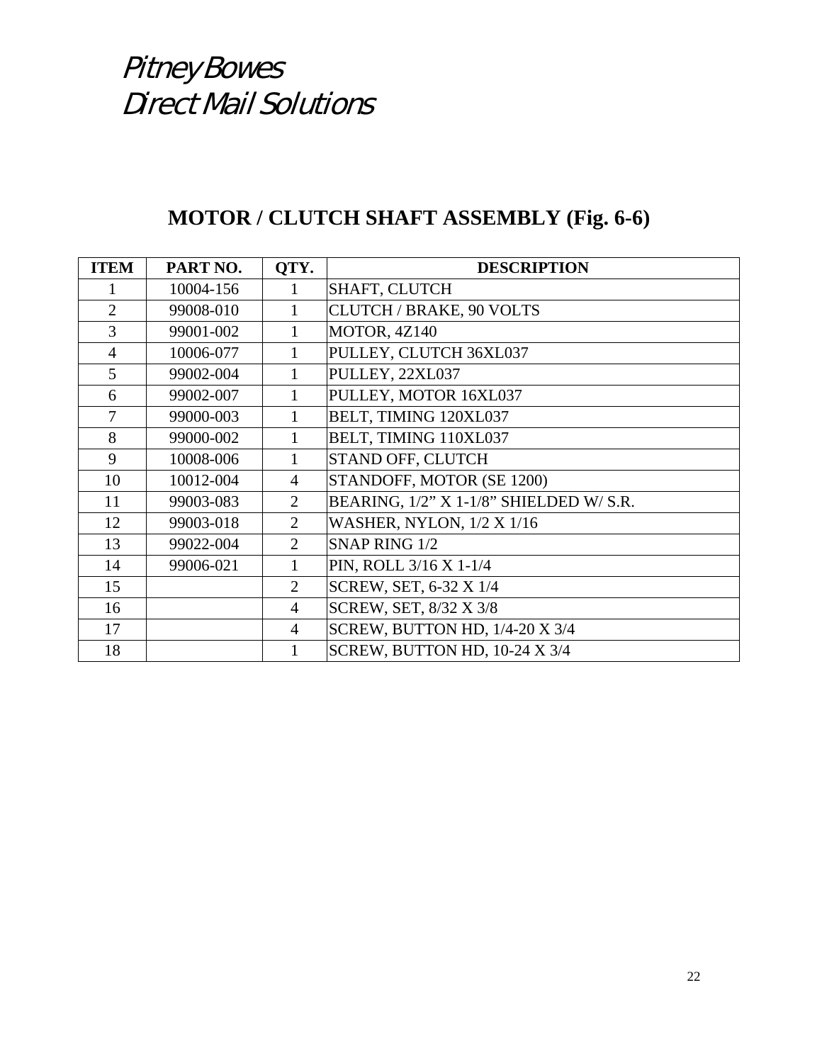*Pitney Bowes*
*Direct Mail Solutions*

## MOTOR / CLUTCH SHAFT ASSEMBLY (Fig. 6-6)

| ITEM | PART NO. | QTY. | DESCRIPTION |
|---|---|---|---|
| 1 | 10004-156 | 1 | SHAFT, CLUTCH |
| 2 | 99008-010 | 1 | CLUTCH / BRAKE, 90 VOLTS |
| 3 | 99001-002 | 1 | MOTOR, 4Z140 |
| 4 | 10006-077 | 1 | PULLEY, CLUTCH 36XL037 |
| 5 | 99002-004 | 1 | PULLEY, 22XL037 |
| 6 | 99002-007 | 1 | PULLEY, MOTOR 16XL037 |
| 7 | 99000-003 | 1 | BELT, TIMING 120XL037 |
| 8 | 99000-002 | 1 | BELT, TIMING 110XL037 |
| 9 | 10008-006 | 1 | STAND OFF, CLUTCH |
| 10 | 10012-004 | 4 | STANDOFF, MOTOR (SE 1200) |
| 11 | 99003-083 | 2 | BEARING, 1/2" X 1-1/8" SHIELDED W/ S.R. |
| 12 | 99003-018 | 2 | WASHER, NYLON, 1/2 X 1/16 |
| 13 | 99022-004 | 2 | SNAP RING 1/2 |
| 14 | 99006-021 | 1 | PIN, ROLL 3/16 X 1-1/4 |
| 15 | | 2 | SCREW, SET, 6-32 X 1/4 |
| 16 | | 4 | SCREW, SET, 8/32 X 3/8 |
| 17 | | 4 | SCREW, BUTTON HD, 1/4-20 X 3/4 |
| 18 | | 1 | SCREW, BUTTON HD, 10-24 X 3/4 |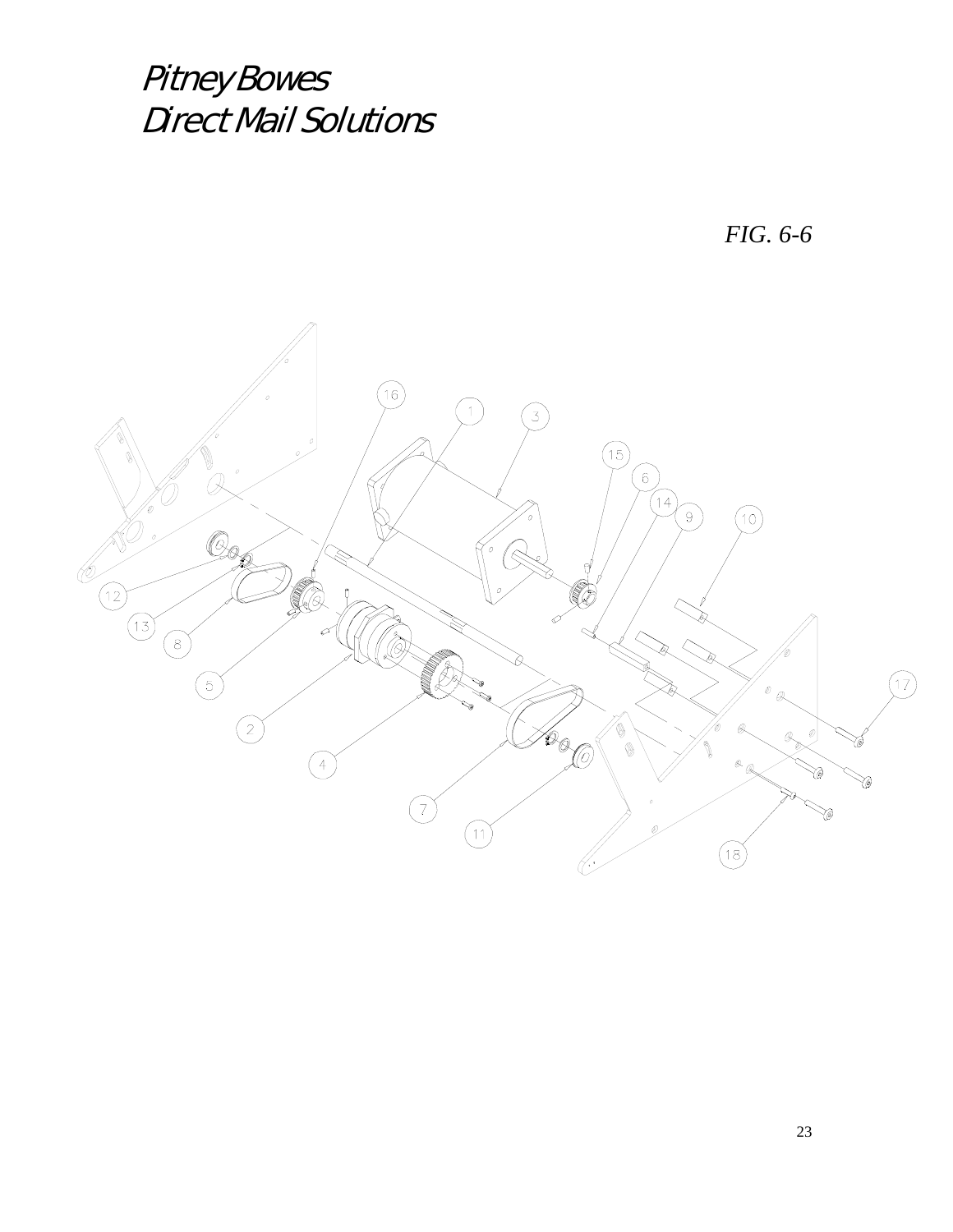*Pitney Bowes*
*Direct Mail Solutions*

*FIG. 6-6*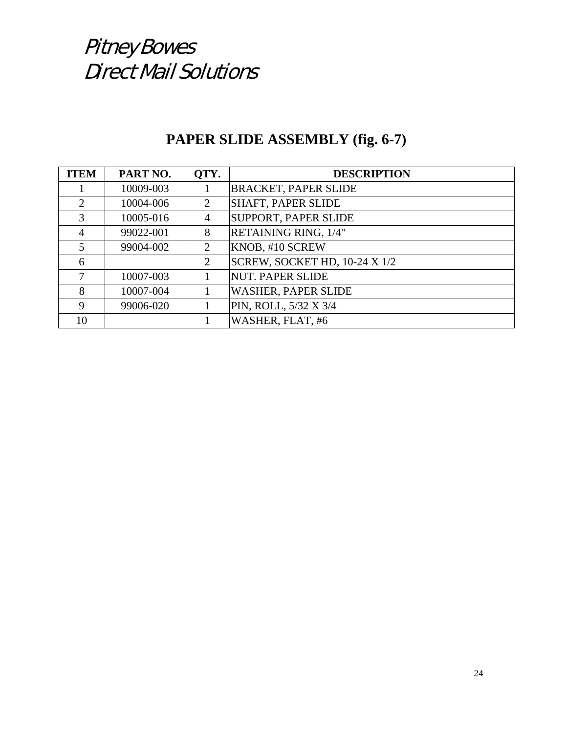*Pitney Bowes*
*Direct Mail Solutions*

# PAPER SLIDE ASSEMBLY (fig. 6-7)

| ITEM | PART NO. | QTY. | DESCRIPTION |
|---|---|---|---|
| 1 | 10009-003 | 1 | BRACKET, PAPER SLIDE |
| 2 | 10004-006 | 2 | SHAFT, PAPER SLIDE |
| 3 | 10005-016 | 4 | SUPPORT, PAPER SLIDE |
| 4 | 99022-001 | 8 | RETAINING RING, 1/4" |
| 5 | 99004-002 | 2 | KNOB, #10 SCREW |
| 6 | | 2 | SCREW, SOCKET HD, 10-24 X 1/2 |
| 7 | 10007-003 | 1 | NUT. PAPER SLIDE |
| 8 | 10007-004 | 1 | WASHER, PAPER SLIDE |
| 9 | 99006-020 | 1 | PIN, ROLL, 5/32 X 3/4 |
| 10 | | 1 | WASHER, FLAT, #6 |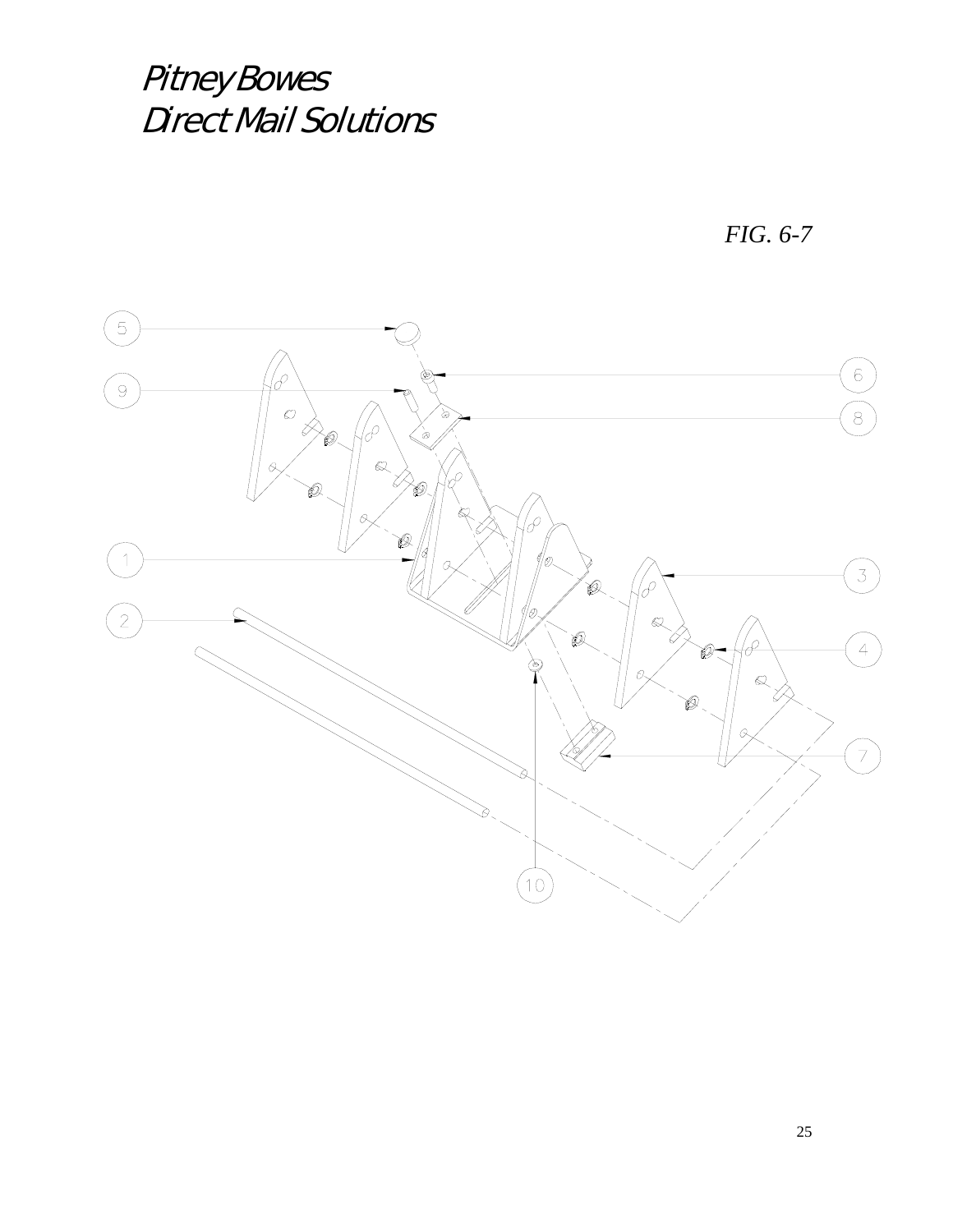*Pitney Bowes*
*Direct Mail Solutions*

*FIG. 6-7*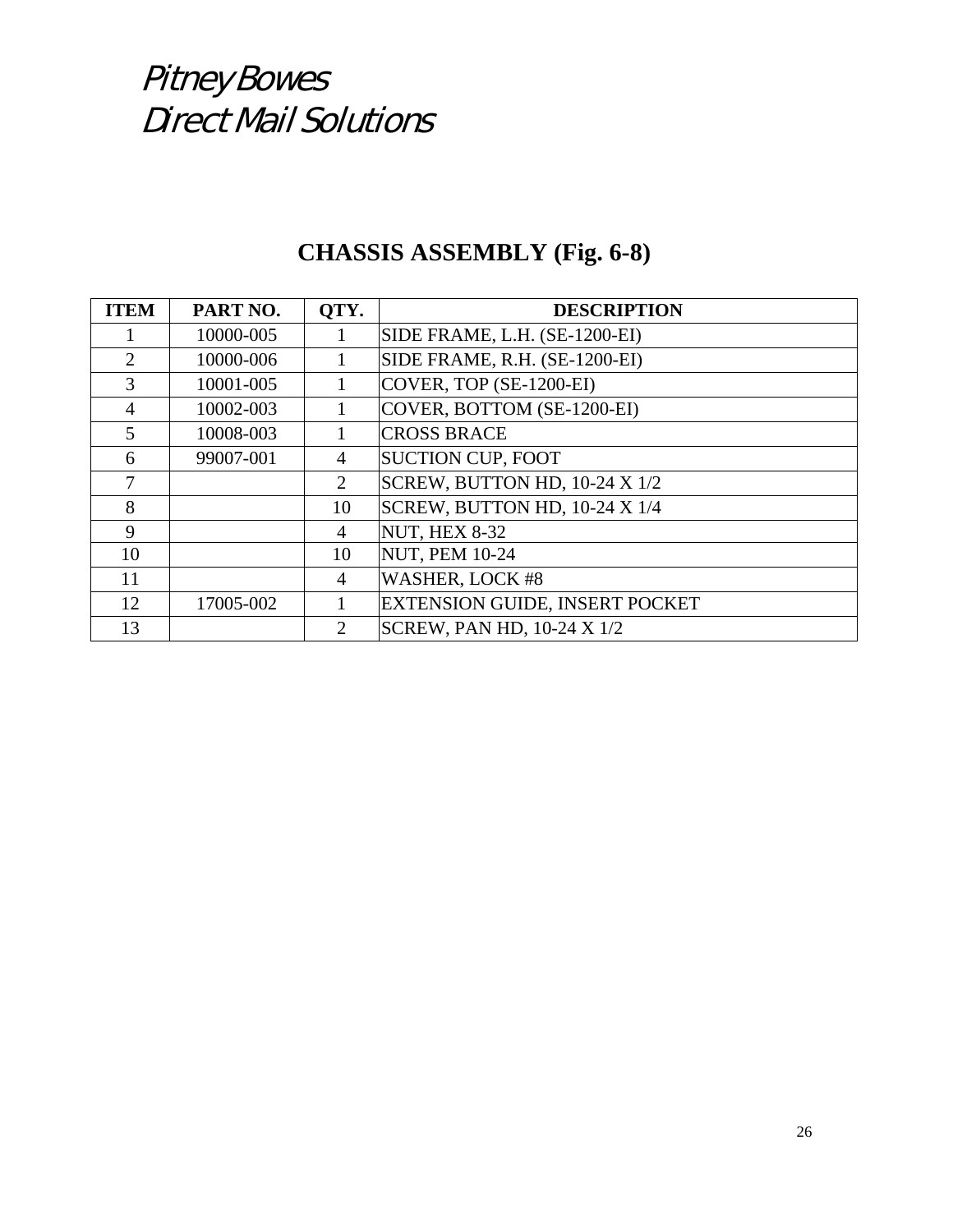*Pitney Bowes*
*Direct Mail Solutions*

## CHASSIS ASSEMBLY (Fig. 6-8)

| ITEM | PART NO. | QTY. | DESCRIPTION |
|---|---|---|---|
| 1 | 10000-005 | 1 | SIDE FRAME, L.H. (SE-1200-EI) |
| 2 | 10000-006 | 1 | SIDE FRAME, R.H. (SE-1200-EI) |
| 3 | 10001-005 | 1 | COVER, TOP (SE-1200-EI) |
| 4 | 10002-003 | 1 | COVER, BOTTOM (SE-1200-EI) |
| 5 | 10008-003 | 1 | CROSS BRACE |
| 6 | 99007-001 | 4 | SUCTION CUP, FOOT |
| 7 | | 2 | SCREW, BUTTON HD, 10-24 X 1/2 |
| 8 | | 10 | SCREW, BUTTON HD, 10-24 X 1/4 |
| 9 | | 4 | NUT, HEX 8-32 |
| 10 | | 10 | NUT, PEM 10-24 |
| 11 | | 4 | WASHER, LOCK #8 |
| 12 | 17005-002 | 1 | EXTENSION GUIDE, INSERT POCKET |
| 13 | | 2 | SCREW, PAN HD, 10-24 X 1/2 |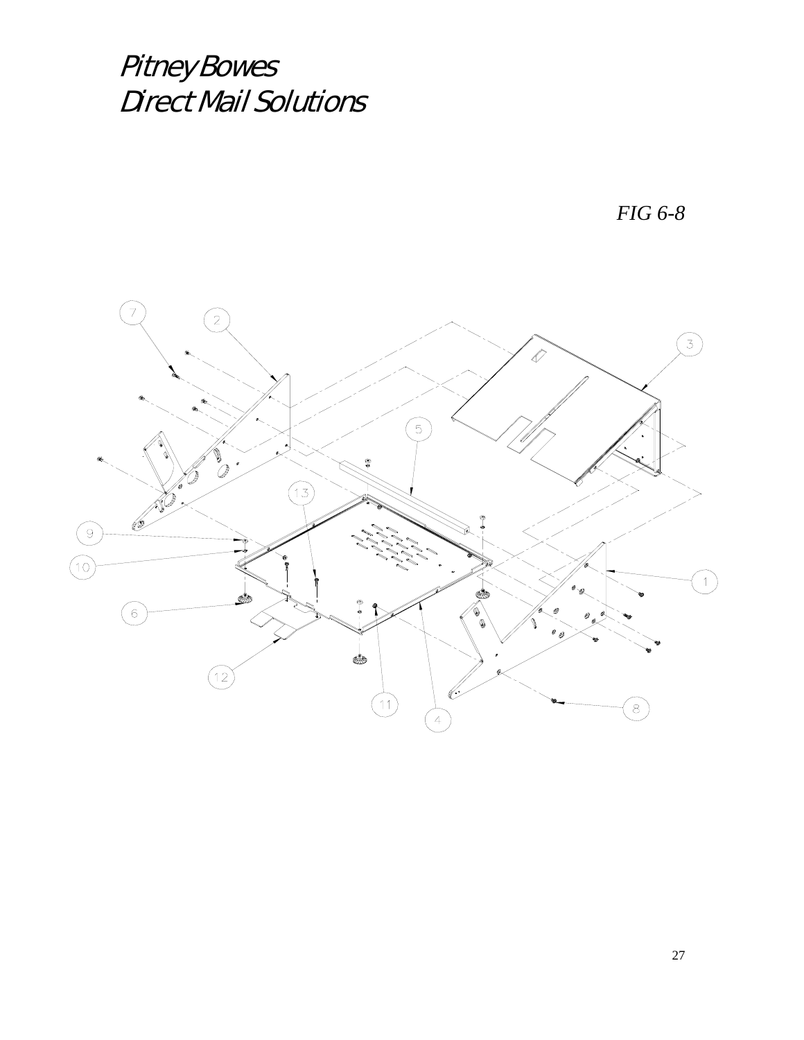*Pitney Bowes*
*Direct Mail Solutions*

*FIG 6-8*

7 2 3 5 13 9 10 1 6 12 11 4 8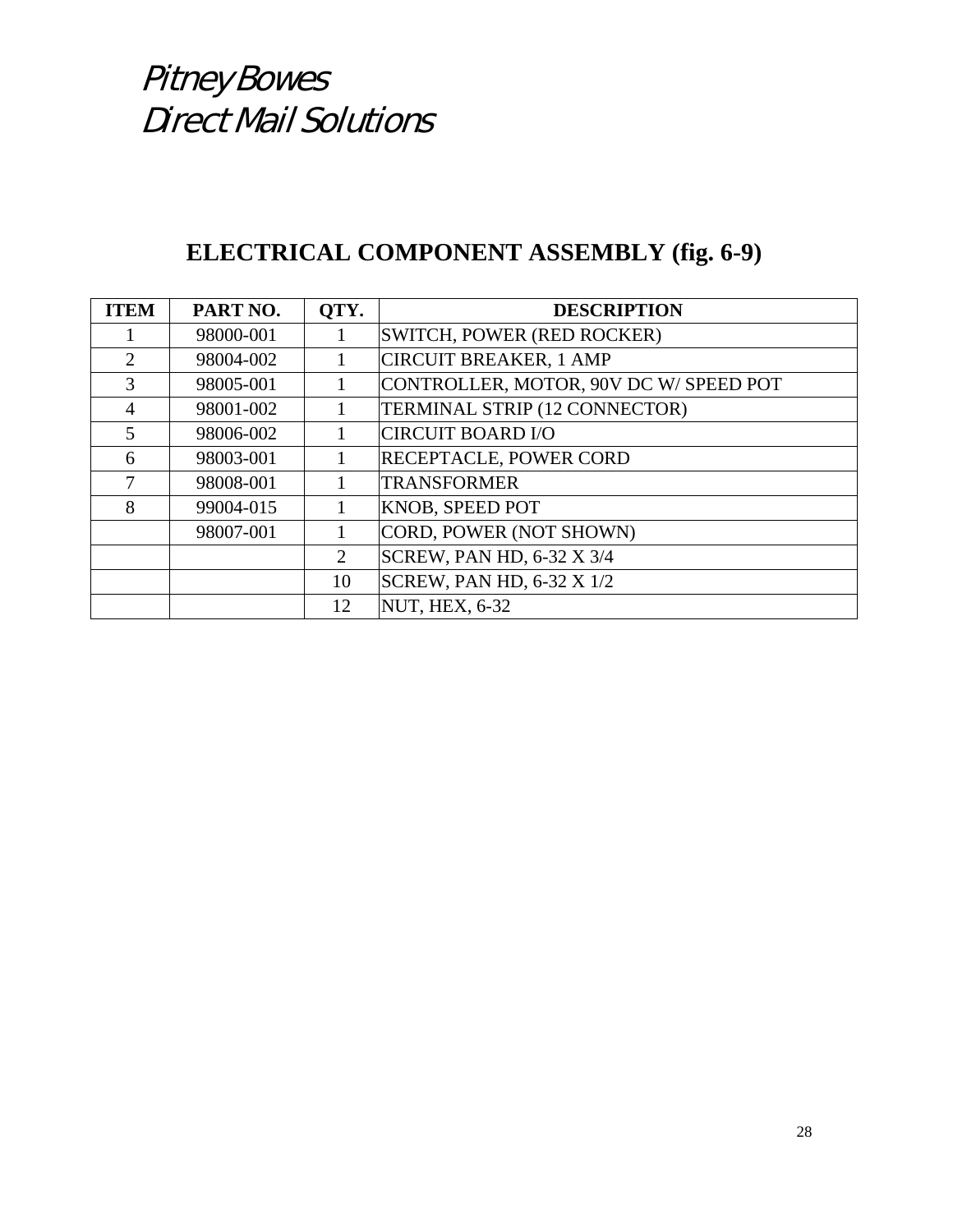*Pitney Bowes*
*Direct Mail Solutions*

## ELECTRICAL COMPONENT ASSEMBLY (fig. 6-9)

| ITEM | PART NO. | QTY. | DESCRIPTION |
|---|---|---|---|
| 1 | 98000-001 | 1 | SWITCH, POWER (RED ROCKER) |
| 2 | 98004-002 | 1 | CIRCUIT BREAKER, 1 AMP |
| 3 | 98005-001 | 1 | CONTROLLER, MOTOR, 90V DC W/ SPEED POT |
| 4 | 98001-002 | 1 | TERMINAL STRIP (12 CONNECTOR) |
| 5 | 98006-002 | 1 | CIRCUIT BOARD I/O |
| 6 | 98003-001 | 1 | RECEPTACLE, POWER CORD |
| 7 | 98008-001 | 1 | TRANSFORMER |
| 8 | 99004-015 | 1 | KNOB, SPEED POT |
| | 98007-001 | 1 | CORD, POWER (NOT SHOWN) |
| | | 2 | SCREW, PAN HD, 6-32 X 3/4 |
| | | 10 | SCREW, PAN HD, 6-32 X 1/2 |
| | | 12 | NUT, HEX, 6-32 |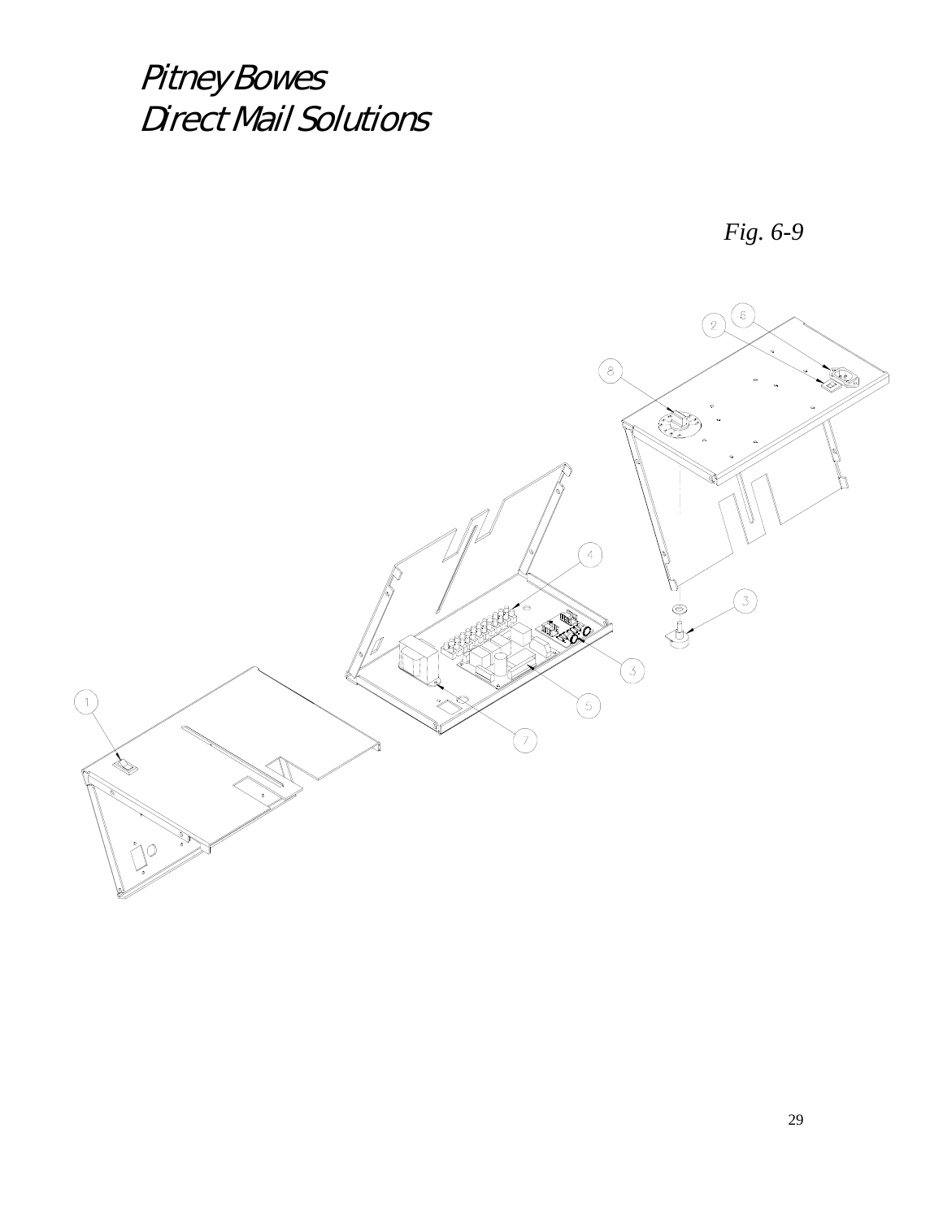*Pitney Bowes*
*Direct Mail Solutions*

*Fig. 6-9*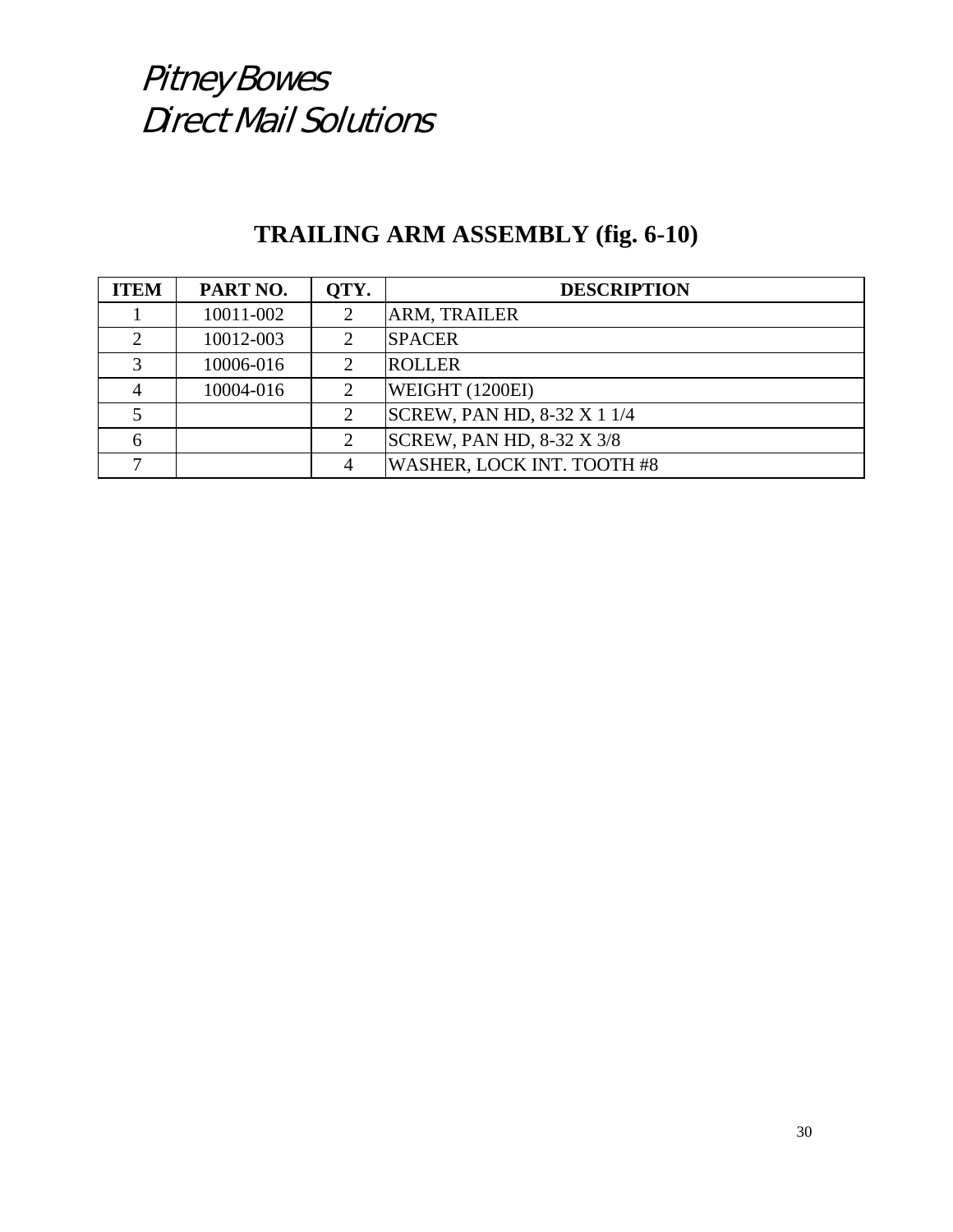*Pitney Bowes*
*Direct Mail Solutions*

## TRAILING ARM ASSEMBLY (fig. 6-10)

| ITEM | PART NO. | QTY. | DESCRIPTION |
|---|---|---|---|
| 1 | 10011-002 | 2 | ARM, TRAILER |
| 2 | 10012-003 | 2 | SPACER |
| 3 | 10006-016 | 2 | ROLLER |
| 4 | 10004-016 | 2 | WEIGHT (1200EI) |
| 5 | | 2 | SCREW, PAN HD, 8-32 X 1 1/4 |
| 6 | | 2 | SCREW, PAN HD, 8-32 X 3/8 |
| 7 | | 4 | WASHER, LOCK INT. TOOTH #8 |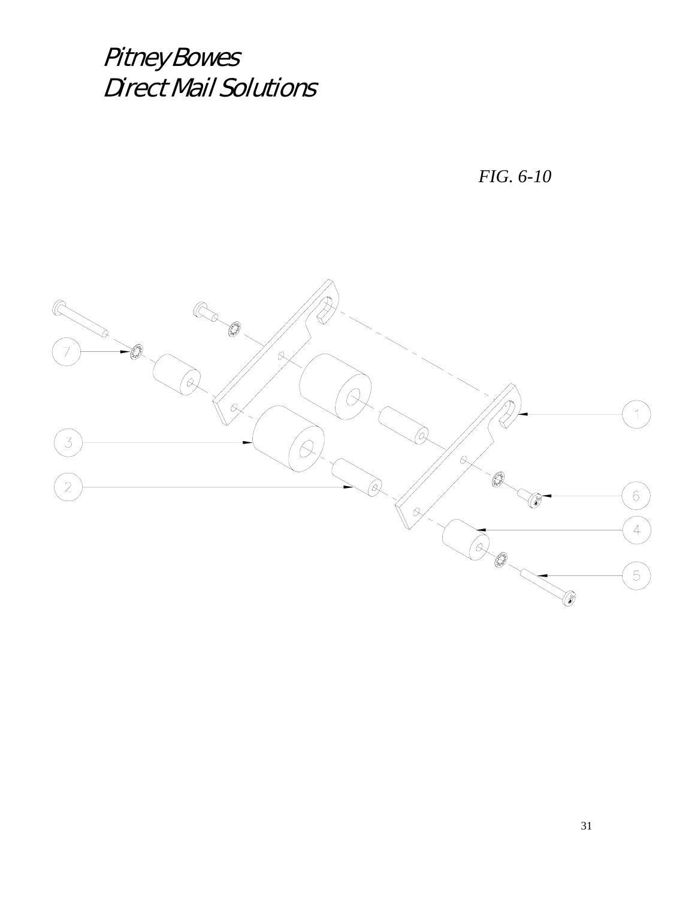*Pitney Bowes*
*Direct Mail Solutions*

*FIG. 6-10*

7

3

2

1

6

4

5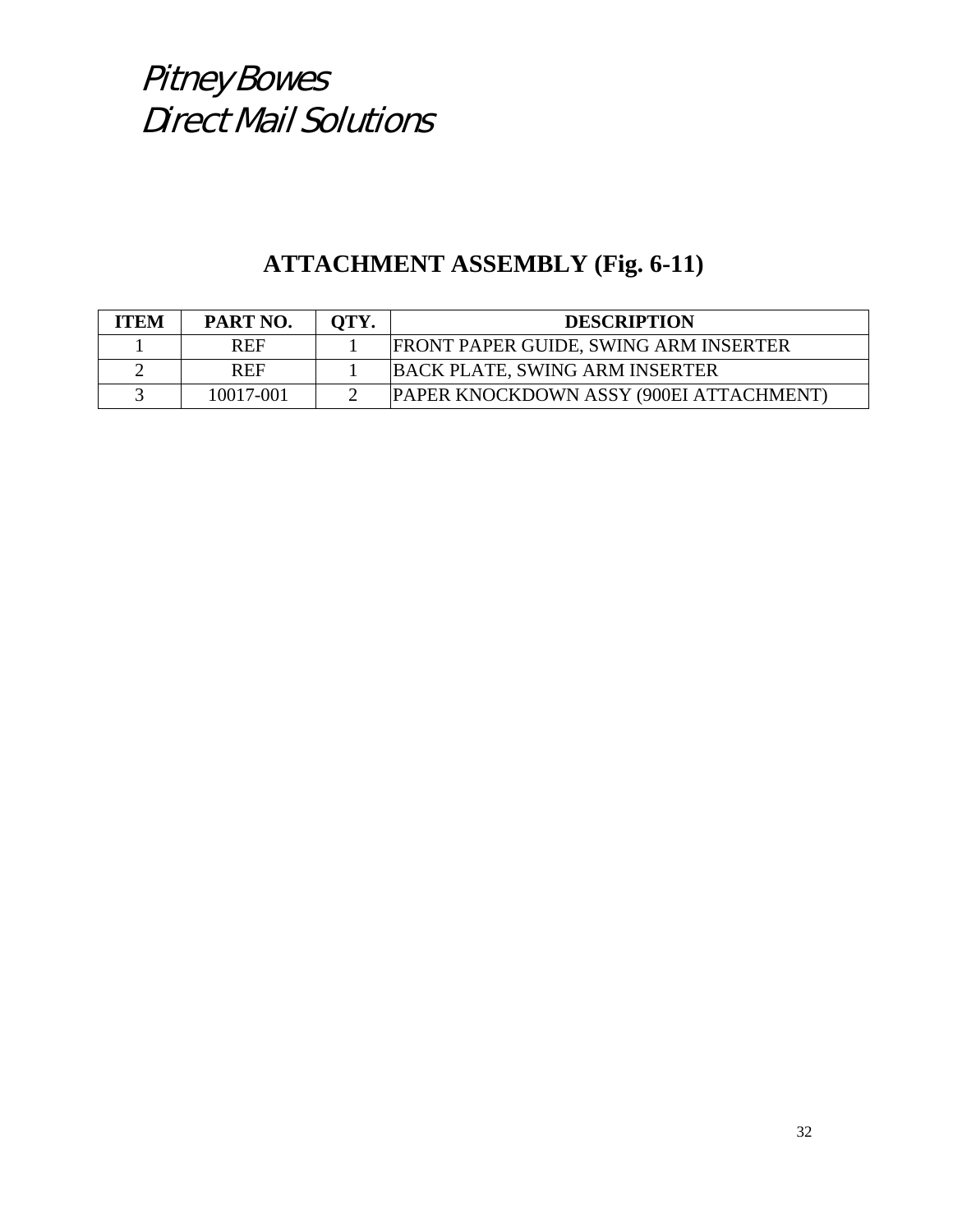Pitney Bowes
Direct Mail Solutions

# ATTACHMENT ASSEMBLY (Fig. 6-11)

| ITEM | PART NO. | QTY. | DESCRIPTION |
|---|---|---|---|
| 1 | REF | 1 | FRONT PAPER GUIDE, SWING ARM INSERTER |
| 2 | REF | 1 | BACK PLATE, SWING ARM INSERTER |
| 3 | 10017-001 | 2 | PAPER KNOCKDOWN ASSY (900EI ATTACHMENT) |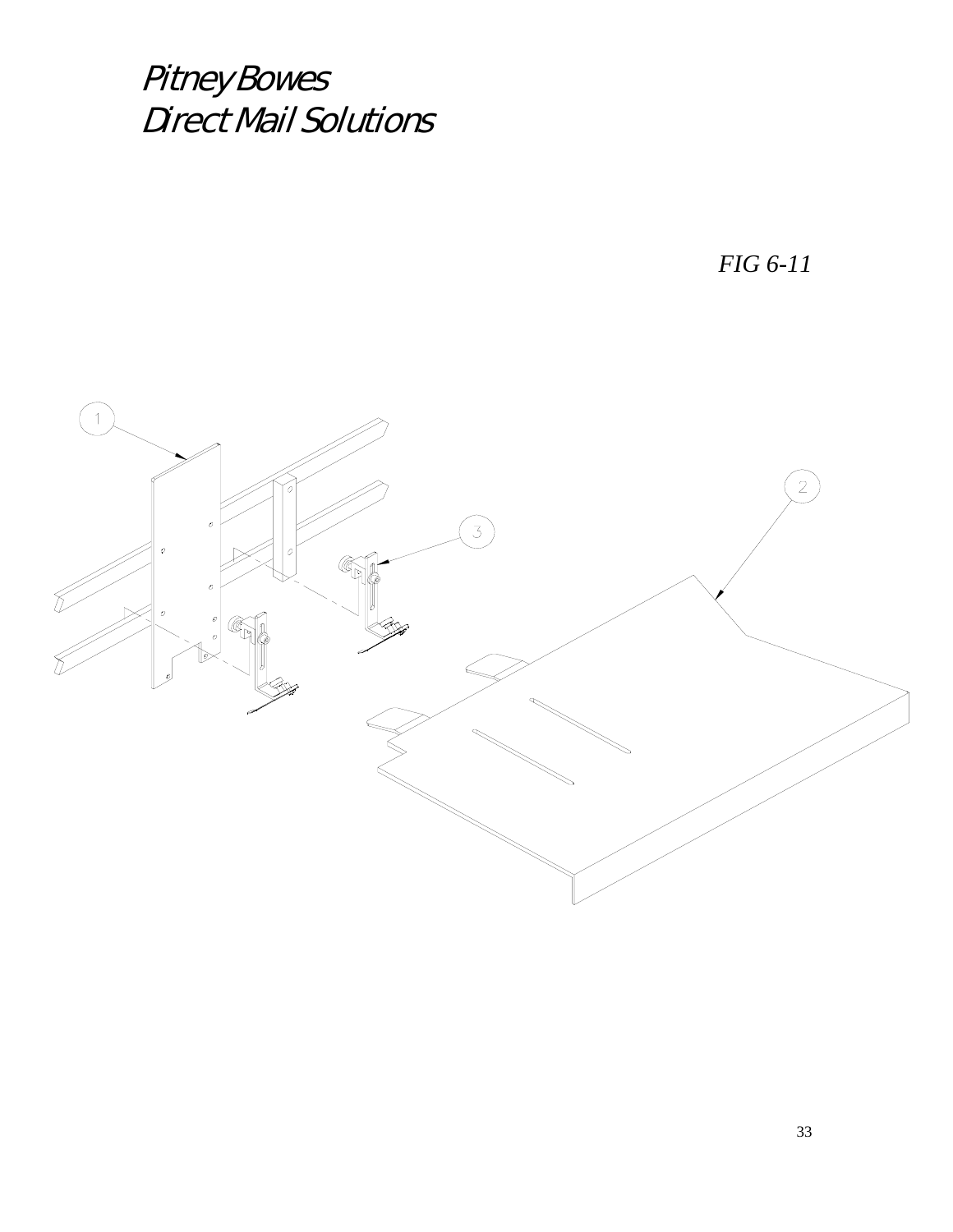# Pitney Bowes
# Direct Mail Solutions

*FIG 6-11*

1

2

3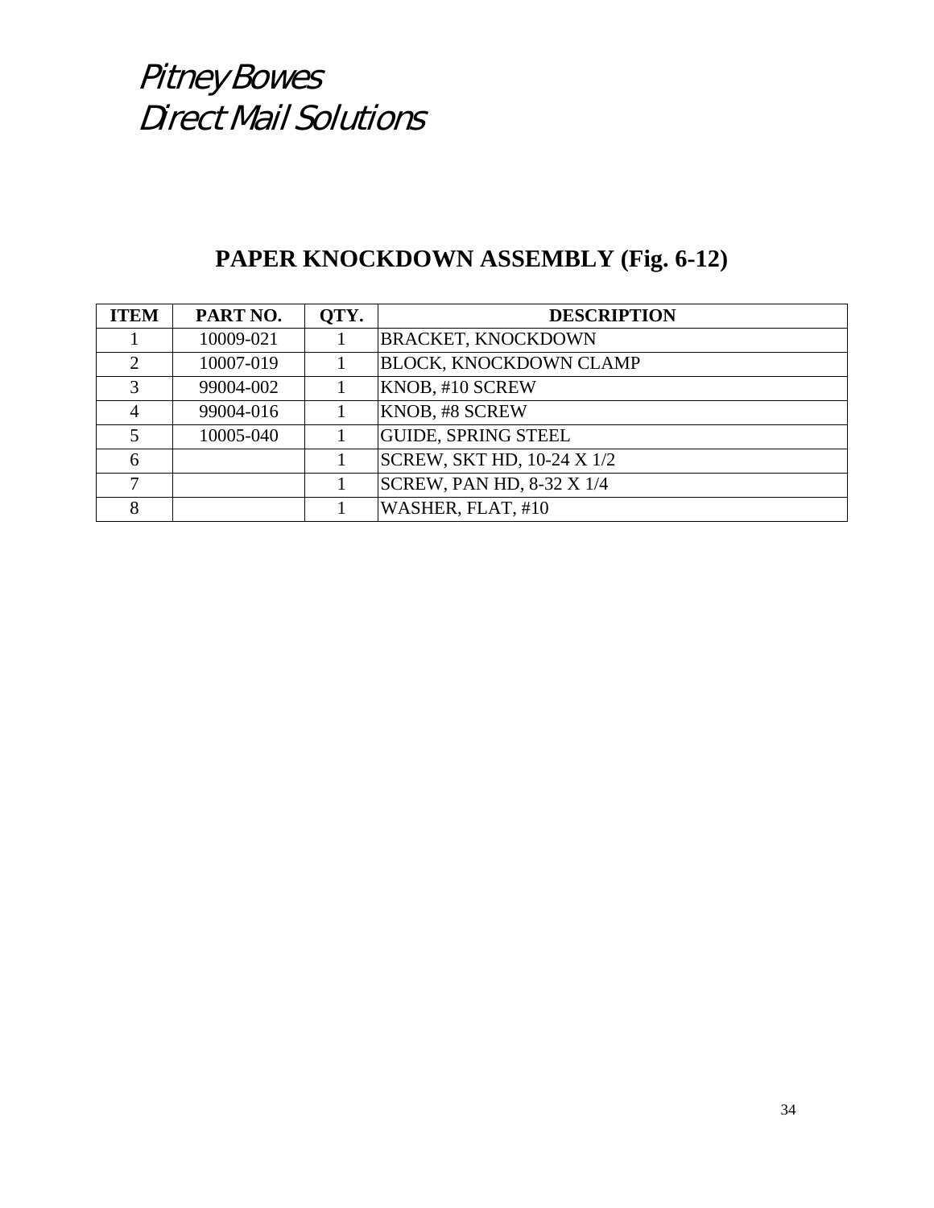*Pitney Bowes*
*Direct Mail Solutions*

# PAPER KNOCKDOWN ASSEMBLY (Fig. 6-12)

| ITEM | PART NO. | QTY. | DESCRIPTION |
|---|---|---|---|
| 1 | 10009-021 | 1 | BRACKET, KNOCKDOWN |
| 2 | 10007-019 | 1 | BLOCK, KNOCKDOWN CLAMP |
| 3 | 99004-002 | 1 | KNOB, #10 SCREW |
| 4 | 99004-016 | 1 | KNOB, #8 SCREW |
| 5 | 10005-040 | 1 | GUIDE, SPRING STEEL |
| 6 | | 1 | SCREW, SKT HD, 10-24 X 1/2 |
| 7 | | 1 | SCREW, PAN HD, 8-32 X 1/4 |
| 8 | | 1 | WASHER, FLAT, #10 |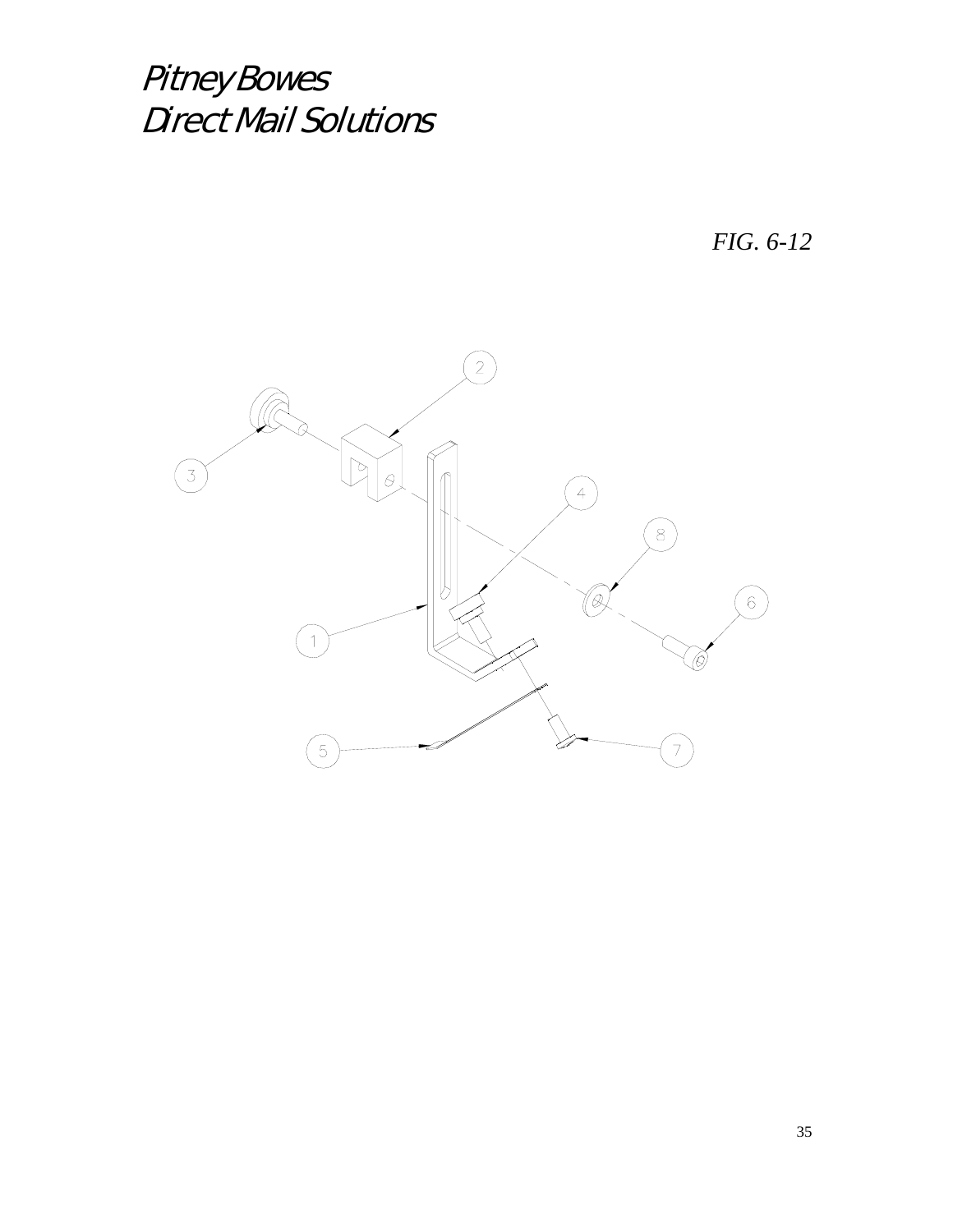# *Pitney Bowes*
# *Direct Mail Solutions*

*FIG. 6-12*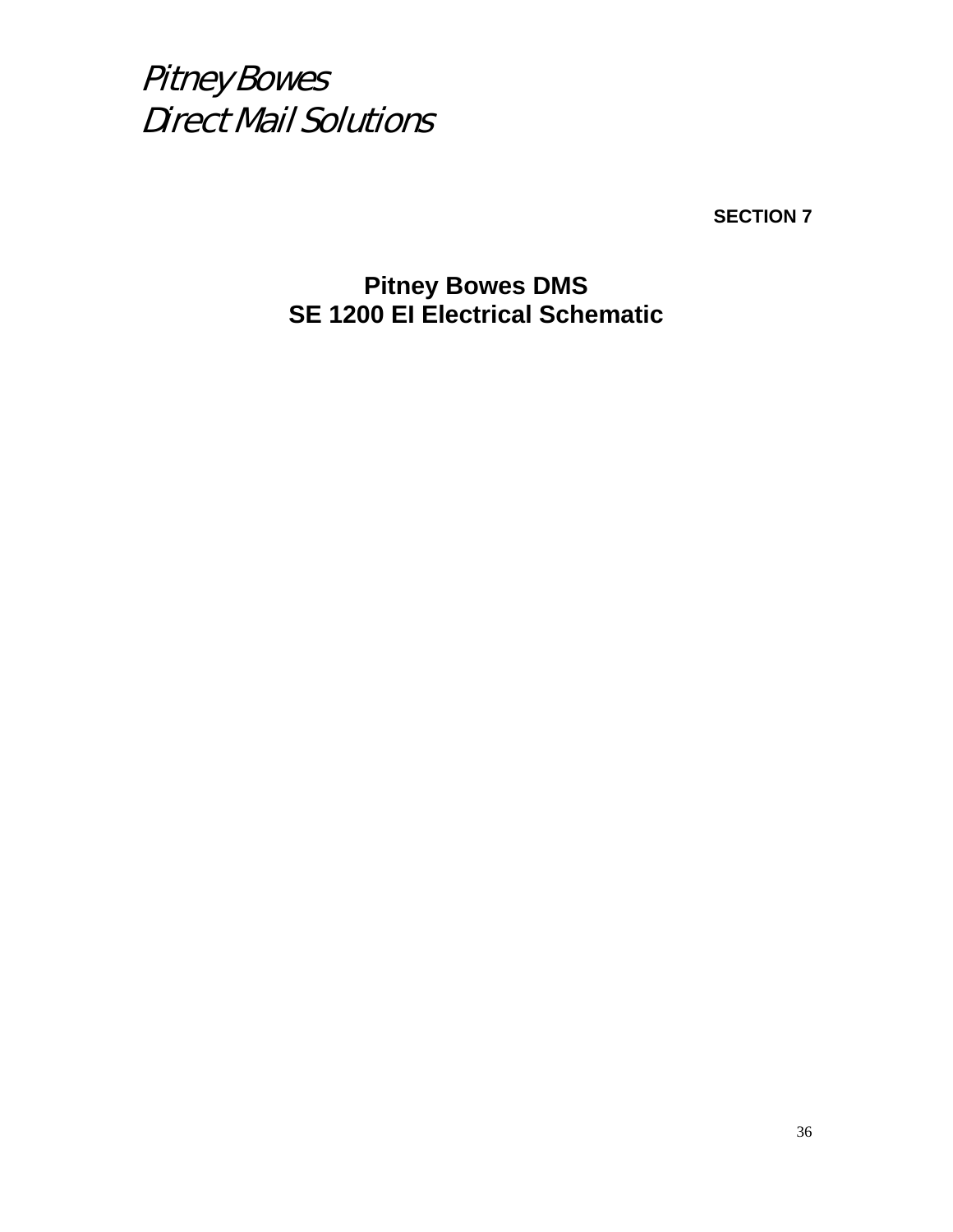*Pitney Bowes*
*Direct Mail Solutions*

**SECTION 7**

## Pitney Bowes DMS
## SE 1200 EI Electrical Schematic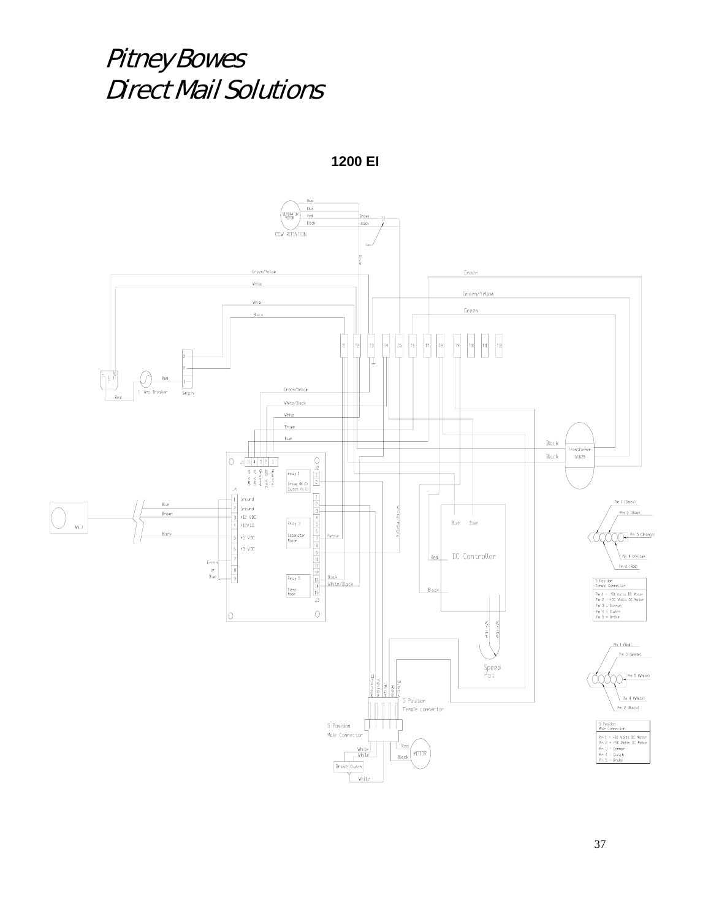# Pitney Bowes
# Direct Mail Solutions

**1200 EI**

Blue
Blue
SEPARATOR MOTOR
Red
Black
Brown
Black
CCW ROTATION
Black

Green/Yellow
White
White
Black
Green
Green/Yellow
Green

T1 T2 T3 T4 T5 T6 T7 T8 T9 T10 T11 T12

Red
1 Amp Breaker
Switch
Red

Green/Yellow
White/Black
White
Brown
Blue

Black
Black
Transformer

J1
J2
J4
J3

Relay 1
Brake (N C)
Clutch (N O)

1 Ground
2 Ground
3 +12 VDC
4 +12VDC
5 +5 VDC
6 +5 VDC
7
8
9

Relay 3
Separator Motor
Purple

Relay 5
Sleep Mode
Black
White/Black

White/Purple

Blue
Brown
Black
Green or Blue

Blue Blue
Red
DC Controller
Black
White White
Speed Pot

Orange Yellow Blue Red Black
5 Position
Female connector
5 Position
Male Connector
White
White
Red
Black
MOTOR
Brake Clutch
White

Pin 1 (Black)
Pin 3 (Blue)
Pin 5 (Orange)
Pin 4 (Yellow)
Pin 2 (Red)

5 Position
Female Connector
Pin 1 = -90 Volts DC Motor
Pin 2 = +90 Volts DC Motor
Pin 3 = Common
Pin 4 = Clutch
Pin 5 = Brake

Pin 1 (Red)
Pin 3 (White)
Pin 5 (White)
Pin 4 (White)
Pin 2 (Black)

5 Position
Male Connector
Pin 1 = -90 Volts DC Motor
Pin 2 = +90 Volts DC Motor
Pin 3 = Common
Pin 4 = Clutch
Pin 5 = Brake